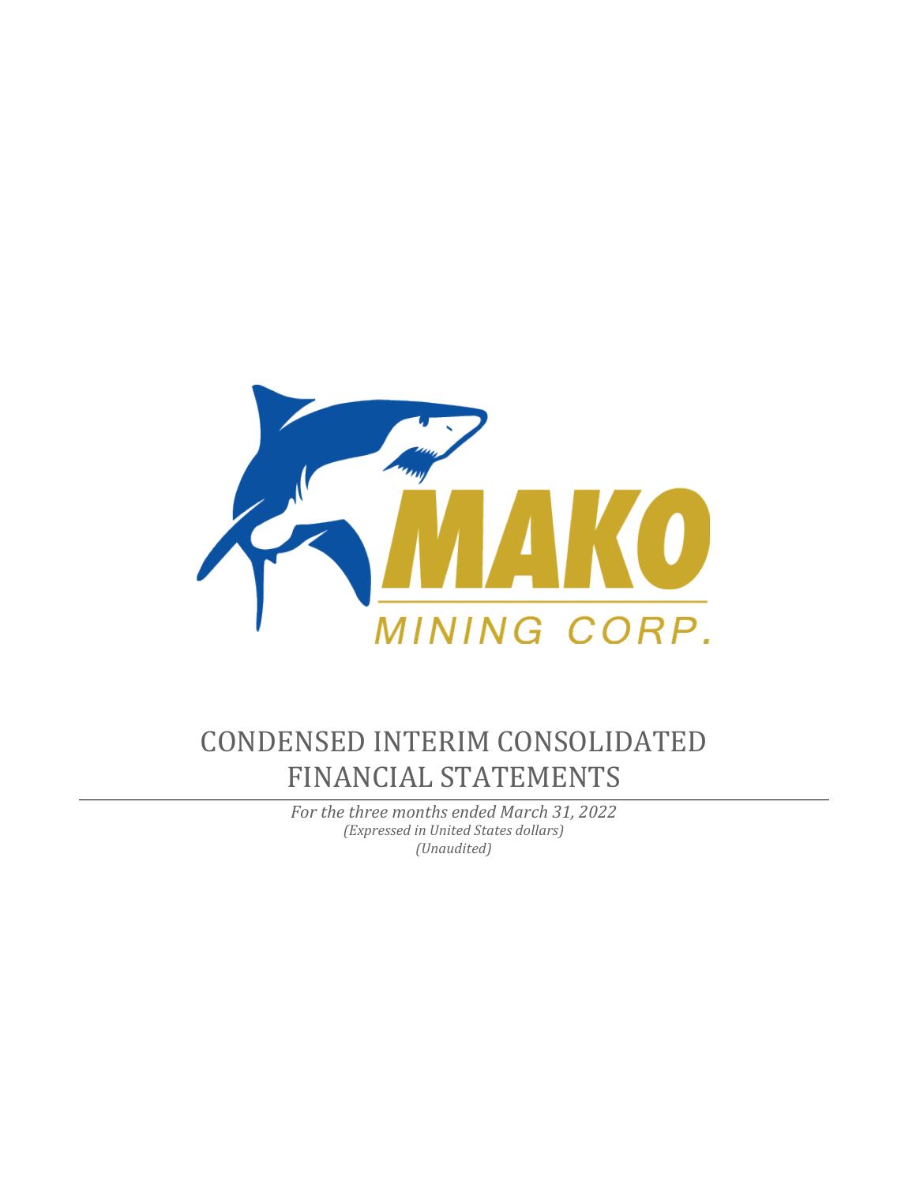MAKO

MINING CORP.

# CONDENSED INTERIM CONSOLIDATED FINANCIAL STATEMENTS

*For the three months ended March 31, 2022*

*(Expressed in United States dollars)*

*(Unaudited)*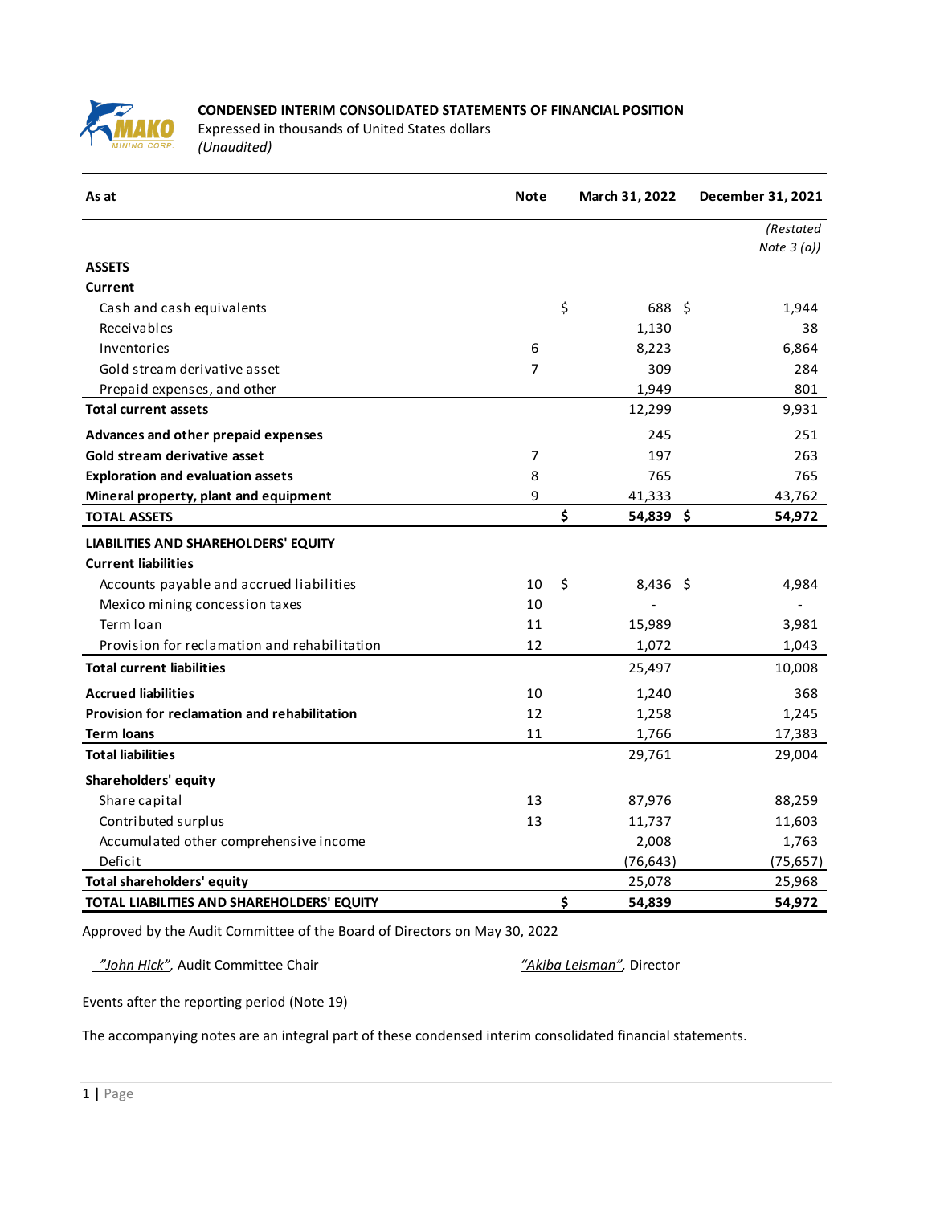**CONDENSED INTERIM CONSOLIDATED STATEMENTS OF FINANCIAL POSITION**

Expressed in thousands of United States dollars

*(Unaudited)*

| As at | Note | March 31, 2022 | December 31, 2021 |
|---|---|---|---|
| | | | *(Restated Note 3 (a))* |
| **ASSETS** | | | |
| **Current** | | | |
| Cash and cash equivalents | | $ 688 | $ 1,944 |
| Receivables | | 1,130 | 38 |
| Inventories | 6 | 8,223 | 6,864 |
| Gold stream derivative asset | 7 | 309 | 284 |
| Prepaid expenses, and other | | 1,949 | 801 |
| **Total current assets** | | 12,299 | 9,931 |
| **Advances and other prepaid expenses** | | 245 | 251 |
| **Gold stream derivative asset** | 7 | 197 | 263 |
| **Exploration and evaluation assets** | 8 | 765 | 765 |
| **Mineral property, plant and equipment** | 9 | 41,333 | 43,762 |
| **TOTAL ASSETS** | | **$ 54,839** | **$ 54,972** |
| **LIABILITIES AND SHAREHOLDERS' EQUITY** | | | |
| **Current liabilities** | | | |
| Accounts payable and accrued liabilities | 10 | $ 8,436 | $ 4,984 |
| Mexico mining concession taxes | 10 | - | - |
| Term loan | 11 | 15,989 | 3,981 |
| Provision for reclamation and rehabilitation | 12 | 1,072 | 1,043 |
| **Total current liabilities** | | 25,497 | 10,008 |
| **Accrued liabilities** | 10 | 1,240 | 368 |
| **Provision for reclamation and rehabilitation** | 12 | 1,258 | 1,245 |
| **Term loans** | 11 | 1,766 | 17,383 |
| **Total liabilities** | | 29,761 | 29,004 |
| **Shareholders' equity** | | | |
| Share capital | 13 | 87,976 | 88,259 |
| Contributed surplus | 13 | 11,737 | 11,603 |
| Accumulated other comprehensive income | | 2,008 | 1,763 |
| Deficit | | (76,643) | (75,657) |
| **Total shareholders' equity** | | 25,078 | 25,968 |
| **TOTAL LIABILITIES AND SHAREHOLDERS' EQUITY** | | **$ 54,839** | **54,972** |

Approved by the Audit Committee of the Board of Directors on May 30, 2022

*"John Hick"*, Audit Committee Chair

*"Akiba Leisman"*, Director

Events after the reporting period (Note 19)

The accompanying notes are an integral part of these condensed interim consolidated financial statements.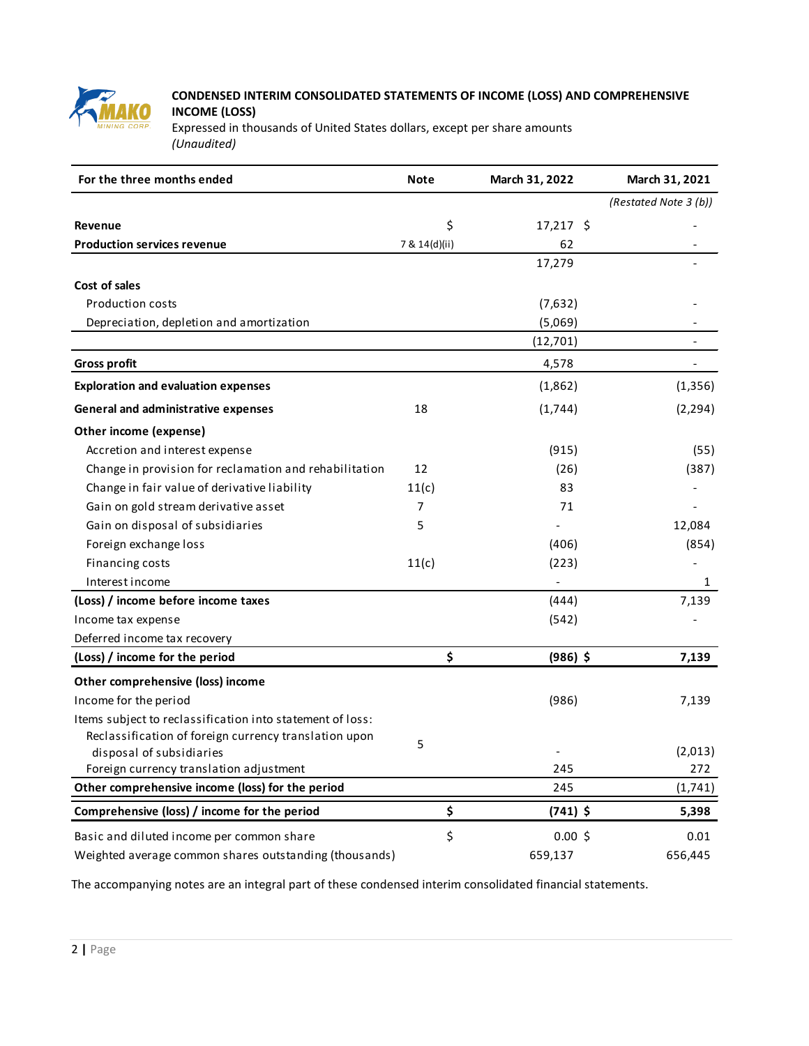# CONDENSED INTERIM CONSOLIDATED STATEMENTS OF INCOME (LOSS) AND COMPREHENSIVE INCOME (LOSS)

Expressed in thousands of United States dollars, except per share amounts

*(Unaudited)*

| For the three months ended | Note | March 31, 2022 | March 31, 2021 |
|---|---|---|---|
| | | | *(Restated Note 3 (b))* |
| **Revenue** | | $ 17,217 | $ - |
| **Production services revenue** | 7 & 14(d)(ii) | 62 | - |
| | | 17,279 | - |
| **Cost of sales** | | | |
| Production costs | | (7,632) | - |
| Depreciation, depletion and amortization | | (5,069) | - |
| | | (12,701) | - |
| **Gross profit** | | 4,578 | - |
| **Exploration and evaluation expenses** | | (1,862) | (1,356) |
| **General and administrative expenses** | 18 | (1,744) | (2,294) |
| **Other income (expense)** | | | |
| Accretion and interest expense | | (915) | (55) |
| Change in provision for reclamation and rehabilitation | 12 | (26) | (387) |
| Change in fair value of derivative liability | 11(c) | 83 | - |
| Gain on gold stream derivative asset | 7 | 71 | - |
| Gain on disposal of subsidiaries | 5 | - | 12,084 |
| Foreign exchange loss | | (406) | (854) |
| Financing costs | 11(c) | (223) | - |
| Interest income | | - | 1 |
| **(Loss) / income before income taxes** | | (444) | 7,139 |
| Income tax expense | | (542) | - |
| Deferred income tax recovery | | | |
| **(Loss) / income for the period** | | **$ (986)** | **$ 7,139** |
| **Other comprehensive (loss) income** | | | |
| Income for the period | | (986) | 7,139 |
| Items subject to reclassification into statement of loss: | | | |
| Reclassification of foreign currency translation upon disposal of subsidiaries | 5 | - | (2,013) |
| Foreign currency translation adjustment | | 245 | 272 |
| **Other comprehensive income (loss) for the period** | | 245 | (1,741) |
| **Comprehensive (loss) / income for the period** | | **$ (741)** | **$ 5,398** |
| Basic and diluted income per common share | | $ 0.00 | $ 0.01 |
| Weighted average common shares outstanding (thousands) | | 659,137 | 656,445 |

The accompanying notes are an integral part of these condensed interim consolidated financial statements.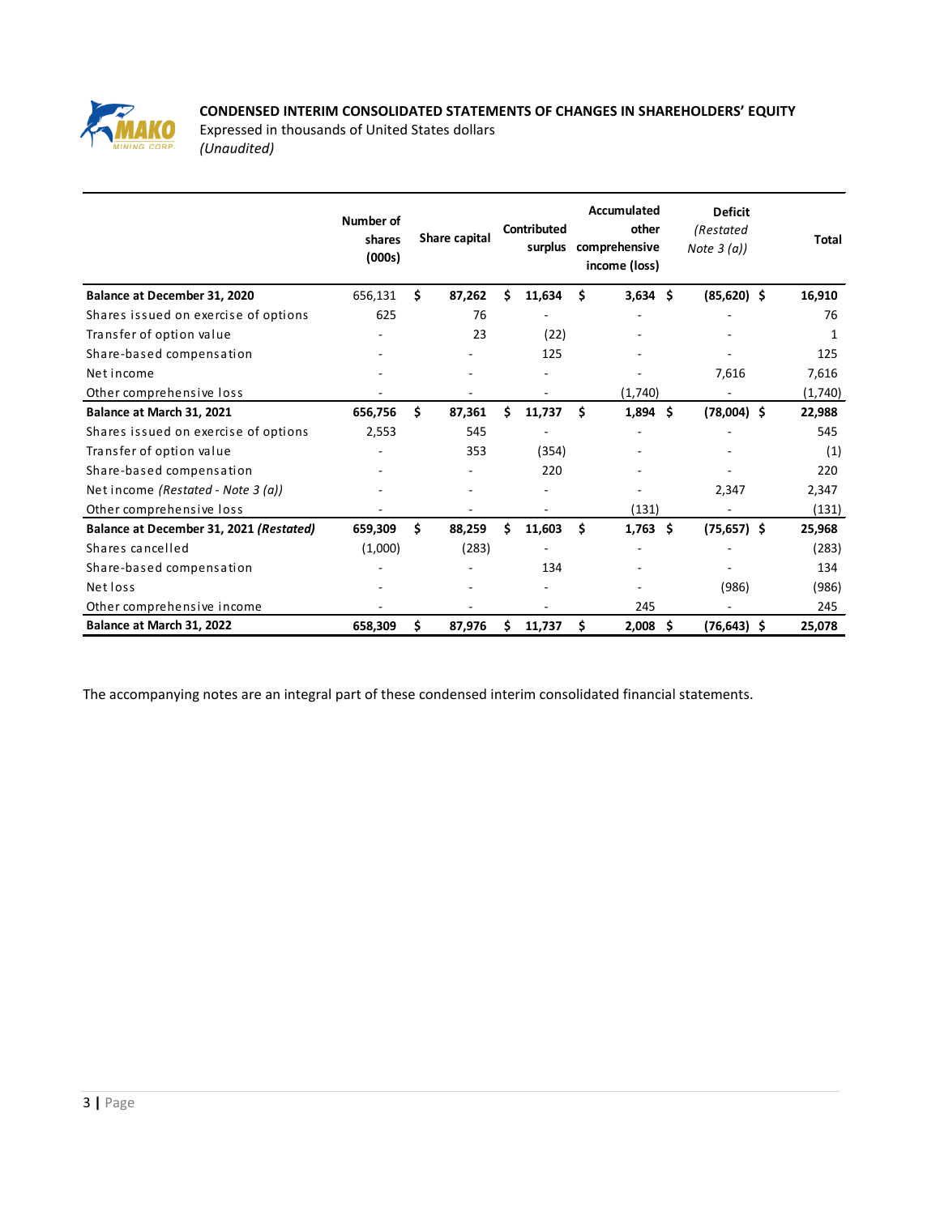**CONDENSED INTERIM CONSOLIDATED STATEMENTS OF CHANGES IN SHAREHOLDERS' EQUITY**

Expressed in thousands of United States dollars

*(Unaudited)*

| | Number of shares (000s) | Share capital | Contributed surplus | Accumulated other comprehensive income (loss) | Deficit *(Restated Note 3 (a))* | Total |
|---|---|---|---|---|---|---|
| **Balance at December 31, 2020** | 656,131 | $ 87,262 | $ 11,634 | $ 3,634 | $ (85,620) | $ 16,910 |
| Shares issued on exercise of options | 625 | 76 | - | - | - | 76 |
| Transfer of option value | - | 23 | (22) | - | - | 1 |
| Share-based compensation | - | - | 125 | - | - | 125 |
| Net income | - | - | - | - | 7,616 | 7,616 |
| Other comprehensive loss | - | - | - | (1,740) | - | (1,740) |
| **Balance at March 31, 2021** | **656,756** | **$ 87,361** | **$ 11,737** | **$ 1,894** | **$ (78,004)** | **$ 22,988** |
| Shares issued on exercise of options | 2,553 | 545 | - | - | - | 545 |
| Transfer of option value | - | 353 | (354) | - | - | (1) |
| Share-based compensation | - | - | 220 | - | - | 220 |
| Net income *(Restated - Note 3 (a))* | - | - | - | - | 2,347 | 2,347 |
| Other comprehensive loss | - | - | - | (131) | - | (131) |
| **Balance at December 31, 2021 *(Restated)*** | **659,309** | **$ 88,259** | **$ 11,603** | **$ 1,763** | **$ (75,657)** | **$ 25,968** |
| Shares cancelled | (1,000) | (283) | - | - | - | (283) |
| Share-based compensation | - | - | 134 | - | - | 134 |
| Net loss | - | - | - | - | (986) | (986) |
| Other comprehensive income | - | - | - | 245 | - | 245 |
| **Balance at March 31, 2022** | **658,309** | **$ 87,976** | **$ 11,737** | **$ 2,008** | **$ (76,643)** | **$ 25,078** |

The accompanying notes are an integral part of these condensed interim consolidated financial statements.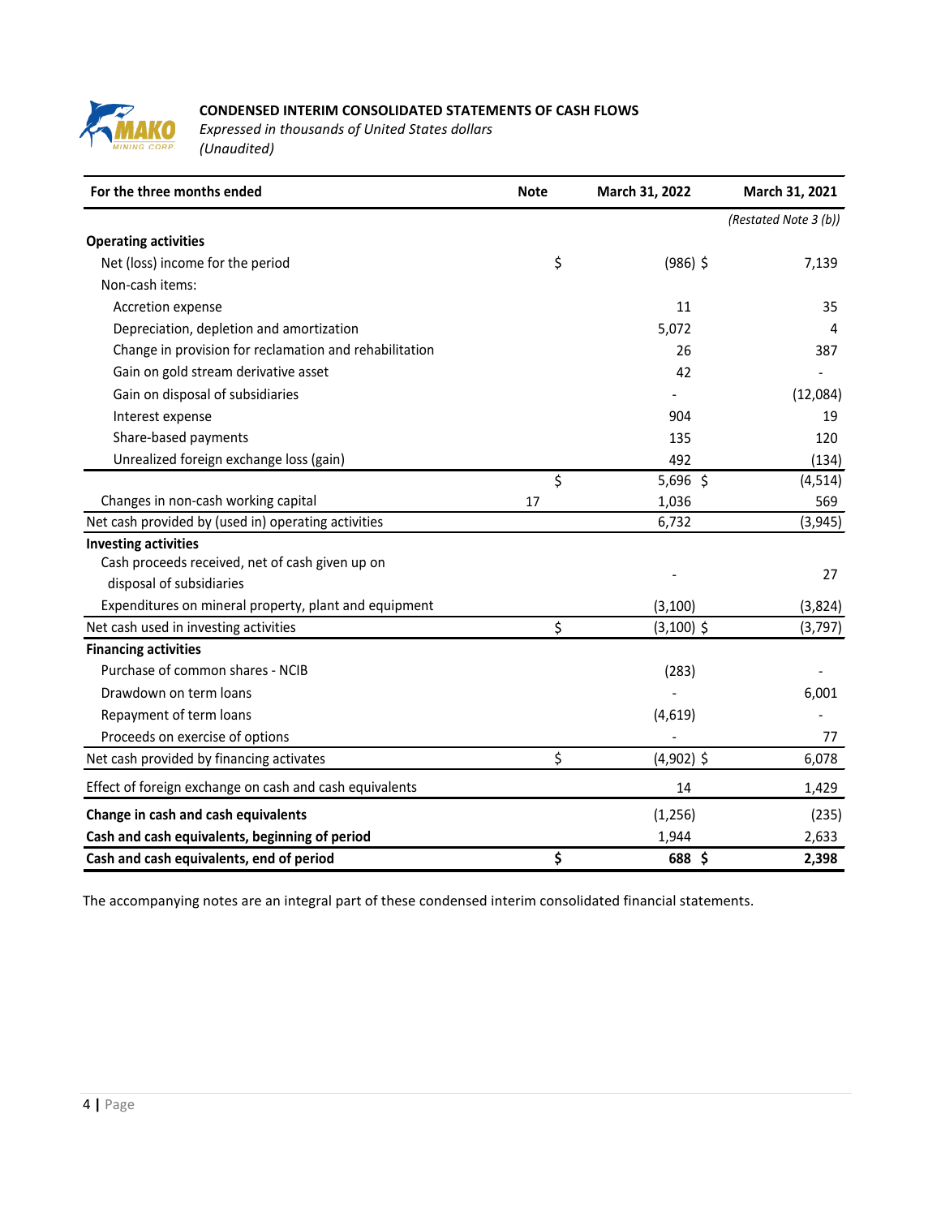**CONDENSED INTERIM CONSOLIDATED STATEMENTS OF CASH FLOWS**

*Expressed in thousands of United States dollars*

*(Unaudited)*

| For the three months ended | Note | March 31, 2022 | March 31, 2021 |
|---|---|---|---|
| | | | *(Restated Note 3 (b))* |
| **Operating activities** | | | |
| Net (loss) income for the period | | $ (986) | $ 7,139 |
| Non-cash items: | | | |
| Accretion expense | | 11 | 35 |
| Depreciation, depletion and amortization | | 5,072 | 4 |
| Change in provision for reclamation and rehabilitation | | 26 | 387 |
| Gain on gold stream derivative asset | | 42 | - |
| Gain on disposal of subsidiaries | | - | (12,084) |
| Interest expense | | 904 | 19 |
| Share-based payments | | 135 | 120 |
| Unrealized foreign exchange loss (gain) | | 492 | (134) |
| | | $ 5,696 | $ (4,514) |
| Changes in non-cash working capital | 17 | 1,036 | 569 |
| Net cash provided by (used in) operating activities | | 6,732 | (3,945) |
| **Investing activities** | | | |
| Cash proceeds received, net of cash given up on disposal of subsidiaries | | - | 27 |
| Expenditures on mineral property, plant and equipment | | (3,100) | (3,824) |
| Net cash used in investing activities | | $ (3,100) | $ (3,797) |
| **Financing activities** | | | |
| Purchase of common shares - NCIB | | (283) | - |
| Drawdown on term loans | | - | 6,001 |
| Repayment of term loans | | (4,619) | - |
| Proceeds on exercise of options | | - | 77 |
| Net cash provided by financing activates | | $ (4,902) | $ 6,078 |
| Effect of foreign exchange on cash and cash equivalents | | 14 | 1,429 |
| **Change in cash and cash equivalents** | | (1,256) | (235) |
| **Cash and cash equivalents, beginning of period** | | 1,944 | 2,633 |
| **Cash and cash equivalents, end of period** | | **$ 688** | **$ 2,398** |

The accompanying notes are an integral part of these condensed interim consolidated financial statements.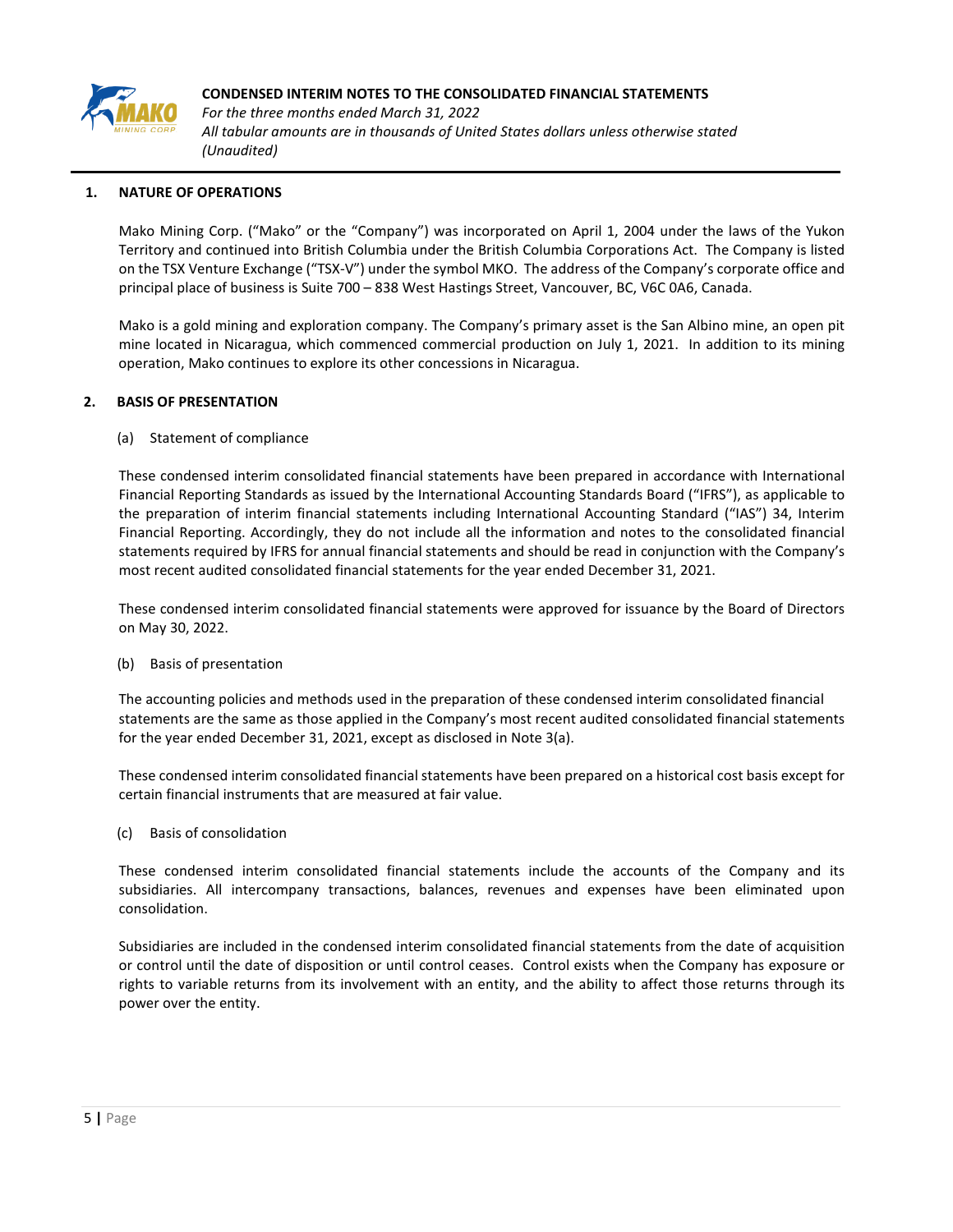## 1. NATURE OF OPERATIONS

Mako Mining Corp. ("Mako" or the "Company") was incorporated on April 1, 2004 under the laws of the Yukon Territory and continued into British Columbia under the British Columbia Corporations Act. The Company is listed on the TSX Venture Exchange ("TSX-V") under the symbol MKO. The address of the Company's corporate office and principal place of business is Suite 700 – 838 West Hastings Street, Vancouver, BC, V6C 0A6, Canada.

Mako is a gold mining and exploration company. The Company's primary asset is the San Albino mine, an open pit mine located in Nicaragua, which commenced commercial production on July 1, 2021. In addition to its mining operation, Mako continues to explore its other concessions in Nicaragua.

## 2. BASIS OF PRESENTATION

### (a) Statement of compliance

These condensed interim consolidated financial statements have been prepared in accordance with International Financial Reporting Standards as issued by the International Accounting Standards Board ("IFRS"), as applicable to the preparation of interim financial statements including International Accounting Standard ("IAS") 34, Interim Financial Reporting. Accordingly, they do not include all the information and notes to the consolidated financial statements required by IFRS for annual financial statements and should be read in conjunction with the Company's most recent audited consolidated financial statements for the year ended December 31, 2021.

These condensed interim consolidated financial statements were approved for issuance by the Board of Directors on May 30, 2022.

### (b) Basis of presentation

The accounting policies and methods used in the preparation of these condensed interim consolidated financial statements are the same as those applied in the Company's most recent audited consolidated financial statements for the year ended December 31, 2021, except as disclosed in Note 3(a).

These condensed interim consolidated financial statements have been prepared on a historical cost basis except for certain financial instruments that are measured at fair value.

### (c) Basis of consolidation

These condensed interim consolidated financial statements include the accounts of the Company and its subsidiaries. All intercompany transactions, balances, revenues and expenses have been eliminated upon consolidation.

Subsidiaries are included in the condensed interim consolidated financial statements from the date of acquisition or control until the date of disposition or until control ceases. Control exists when the Company has exposure or rights to variable returns from its involvement with an entity, and the ability to affect those returns through its power over the entity.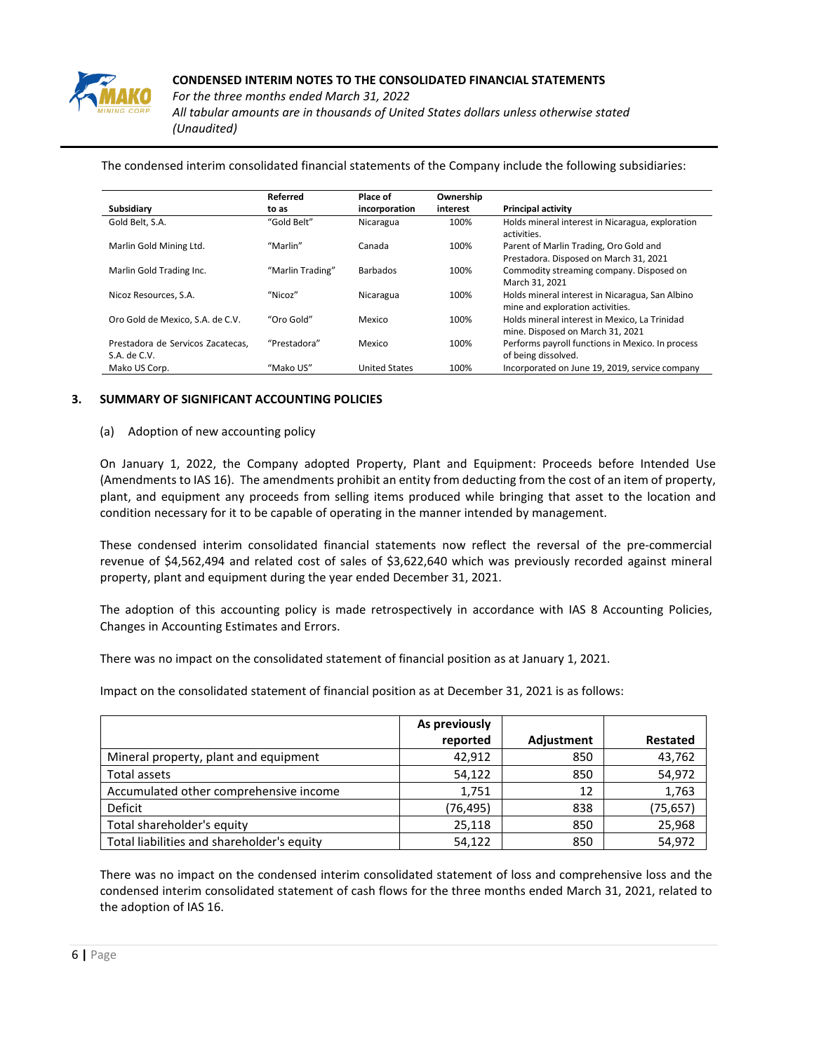The condensed interim consolidated financial statements of the Company include the following subsidiaries:

| Subsidiary | Referred to as | Place of incorporation | Ownership interest | Principal activity |
|---|---|---|---|---|
| Gold Belt, S.A. | "Gold Belt" | Nicaragua | 100% | Holds mineral interest in Nicaragua, exploration activities. |
| Marlin Gold Mining Ltd. | "Marlin" | Canada | 100% | Parent of Marlin Trading, Oro Gold and Prestadora. Disposed on March 31, 2021 |
| Marlin Gold Trading Inc. | "Marlin Trading" | Barbados | 100% | Commodity streaming company. Disposed on March 31, 2021 |
| Nicoz Resources, S.A. | "Nicoz" | Nicaragua | 100% | Holds mineral interest in Nicaragua, San Albino mine and exploration activities. |
| Oro Gold de Mexico, S.A. de C.V. | "Oro Gold" | Mexico | 100% | Holds mineral interest in Mexico, La Trinidad mine. Disposed on March 31, 2021 |
| Prestadora de Servicos Zacatecas, S.A. de C.V. | "Prestadora" | Mexico | 100% | Performs payroll functions in Mexico. In process of being dissolved. |
| Mako US Corp. | "Mako US" | United States | 100% | Incorporated on June 19, 2019, service company |

## 3. SUMMARY OF SIGNIFICANT ACCOUNTING POLICIES

(a) Adoption of new accounting policy

On January 1, 2022, the Company adopted Property, Plant and Equipment: Proceeds before Intended Use (Amendments to IAS 16). The amendments prohibit an entity from deducting from the cost of an item of property, plant, and equipment any proceeds from selling items produced while bringing that asset to the location and condition necessary for it to be capable of operating in the manner intended by management.

These condensed interim consolidated financial statements now reflect the reversal of the pre-commercial revenue of $4,562,494 and related cost of sales of $3,622,640 which was previously recorded against mineral property, plant and equipment during the year ended December 31, 2021.

The adoption of this accounting policy is made retrospectively in accordance with IAS 8 Accounting Policies, Changes in Accounting Estimates and Errors.

There was no impact on the consolidated statement of financial position as at January 1, 2021.

Impact on the consolidated statement of financial position as at December 31, 2021 is as follows:

| | As previously reported | Adjustment | Restated |
|---|---|---|---|
| Mineral property, plant and equipment | 42,912 | 850 | 43,762 |
| Total assets | 54,122 | 850 | 54,972 |
| Accumulated other comprehensive income | 1,751 | 12 | 1,763 |
| Deficit | (76,495) | 838 | (75,657) |
| Total shareholder's equity | 25,118 | 850 | 25,968 |
| Total liabilities and shareholder's equity | 54,122 | 850 | 54,972 |

There was no impact on the condensed interim consolidated statement of loss and comprehensive loss and the condensed interim consolidated statement of cash flows for the three months ended March 31, 2021, related to the adoption of IAS 16.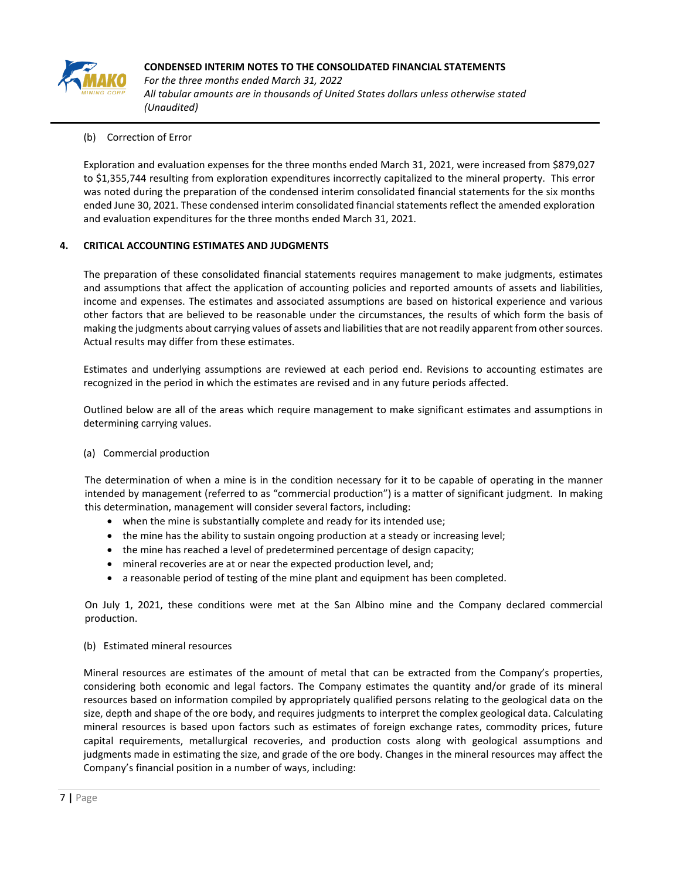(b) Correction of Error

Exploration and evaluation expenses for the three months ended March 31, 2021, were increased from $879,027 to $1,355,744 resulting from exploration expenditures incorrectly capitalized to the mineral property. This error was noted during the preparation of the condensed interim consolidated financial statements for the six months ended June 30, 2021. These condensed interim consolidated financial statements reflect the amended exploration and evaluation expenditures for the three months ended March 31, 2021.

## 4. CRITICAL ACCOUNTING ESTIMATES AND JUDGMENTS

The preparation of these consolidated financial statements requires management to make judgments, estimates and assumptions that affect the application of accounting policies and reported amounts of assets and liabilities, income and expenses. The estimates and associated assumptions are based on historical experience and various other factors that are believed to be reasonable under the circumstances, the results of which form the basis of making the judgments about carrying values of assets and liabilities that are not readily apparent from other sources. Actual results may differ from these estimates.

Estimates and underlying assumptions are reviewed at each period end. Revisions to accounting estimates are recognized in the period in which the estimates are revised and in any future periods affected.

Outlined below are all of the areas which require management to make significant estimates and assumptions in determining carrying values.

(a) Commercial production

The determination of when a mine is in the condition necessary for it to be capable of operating in the manner intended by management (referred to as "commercial production") is a matter of significant judgment. In making this determination, management will consider several factors, including:

- when the mine is substantially complete and ready for its intended use;
- the mine has the ability to sustain ongoing production at a steady or increasing level;
- the mine has reached a level of predetermined percentage of design capacity;
- mineral recoveries are at or near the expected production level, and;
- a reasonable period of testing of the mine plant and equipment has been completed.

On July 1, 2021, these conditions were met at the San Albino mine and the Company declared commercial production.

(b) Estimated mineral resources

Mineral resources are estimates of the amount of metal that can be extracted from the Company's properties, considering both economic and legal factors. The Company estimates the quantity and/or grade of its mineral resources based on information compiled by appropriately qualified persons relating to the geological data on the size, depth and shape of the ore body, and requires judgments to interpret the complex geological data. Calculating mineral resources is based upon factors such as estimates of foreign exchange rates, commodity prices, future capital requirements, metallurgical recoveries, and production costs along with geological assumptions and judgments made in estimating the size, and grade of the ore body. Changes in the mineral resources may affect the Company's financial position in a number of ways, including: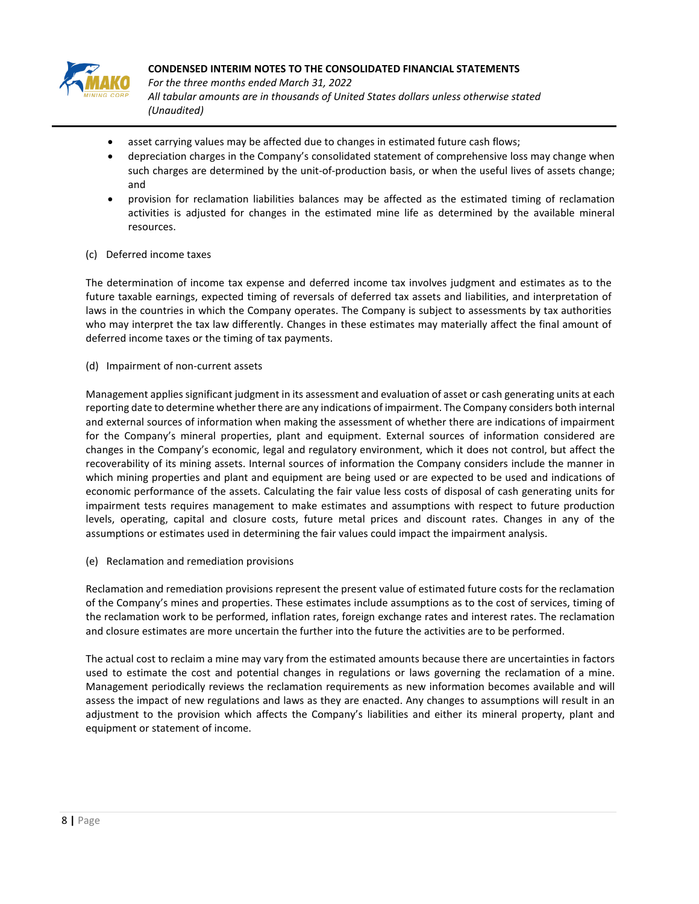- asset carrying values may be affected due to changes in estimated future cash flows;
- depreciation charges in the Company's consolidated statement of comprehensive loss may change when such charges are determined by the unit-of-production basis, or when the useful lives of assets change; and
- provision for reclamation liabilities balances may be affected as the estimated timing of reclamation activities is adjusted for changes in the estimated mine life as determined by the available mineral resources.

(c) Deferred income taxes

The determination of income tax expense and deferred income tax involves judgment and estimates as to the future taxable earnings, expected timing of reversals of deferred tax assets and liabilities, and interpretation of laws in the countries in which the Company operates. The Company is subject to assessments by tax authorities who may interpret the tax law differently. Changes in these estimates may materially affect the final amount of deferred income taxes or the timing of tax payments.

(d) Impairment of non-current assets

Management applies significant judgment in its assessment and evaluation of asset or cash generating units at each reporting date to determine whether there are any indications of impairment. The Company considers both internal and external sources of information when making the assessment of whether there are indications of impairment for the Company's mineral properties, plant and equipment. External sources of information considered are changes in the Company's economic, legal and regulatory environment, which it does not control, but affect the recoverability of its mining assets. Internal sources of information the Company considers include the manner in which mining properties and plant and equipment are being used or are expected to be used and indications of economic performance of the assets. Calculating the fair value less costs of disposal of cash generating units for impairment tests requires management to make estimates and assumptions with respect to future production levels, operating, capital and closure costs, future metal prices and discount rates. Changes in any of the assumptions or estimates used in determining the fair values could impact the impairment analysis.

(e) Reclamation and remediation provisions

Reclamation and remediation provisions represent the present value of estimated future costs for the reclamation of the Company's mines and properties. These estimates include assumptions as to the cost of services, timing of the reclamation work to be performed, inflation rates, foreign exchange rates and interest rates. The reclamation and closure estimates are more uncertain the further into the future the activities are to be performed.

The actual cost to reclaim a mine may vary from the estimated amounts because there are uncertainties in factors used to estimate the cost and potential changes in regulations or laws governing the reclamation of a mine. Management periodically reviews the reclamation requirements as new information becomes available and will assess the impact of new regulations and laws as they are enacted. Any changes to assumptions will result in an adjustment to the provision which affects the Company's liabilities and either its mineral property, plant and equipment or statement of income.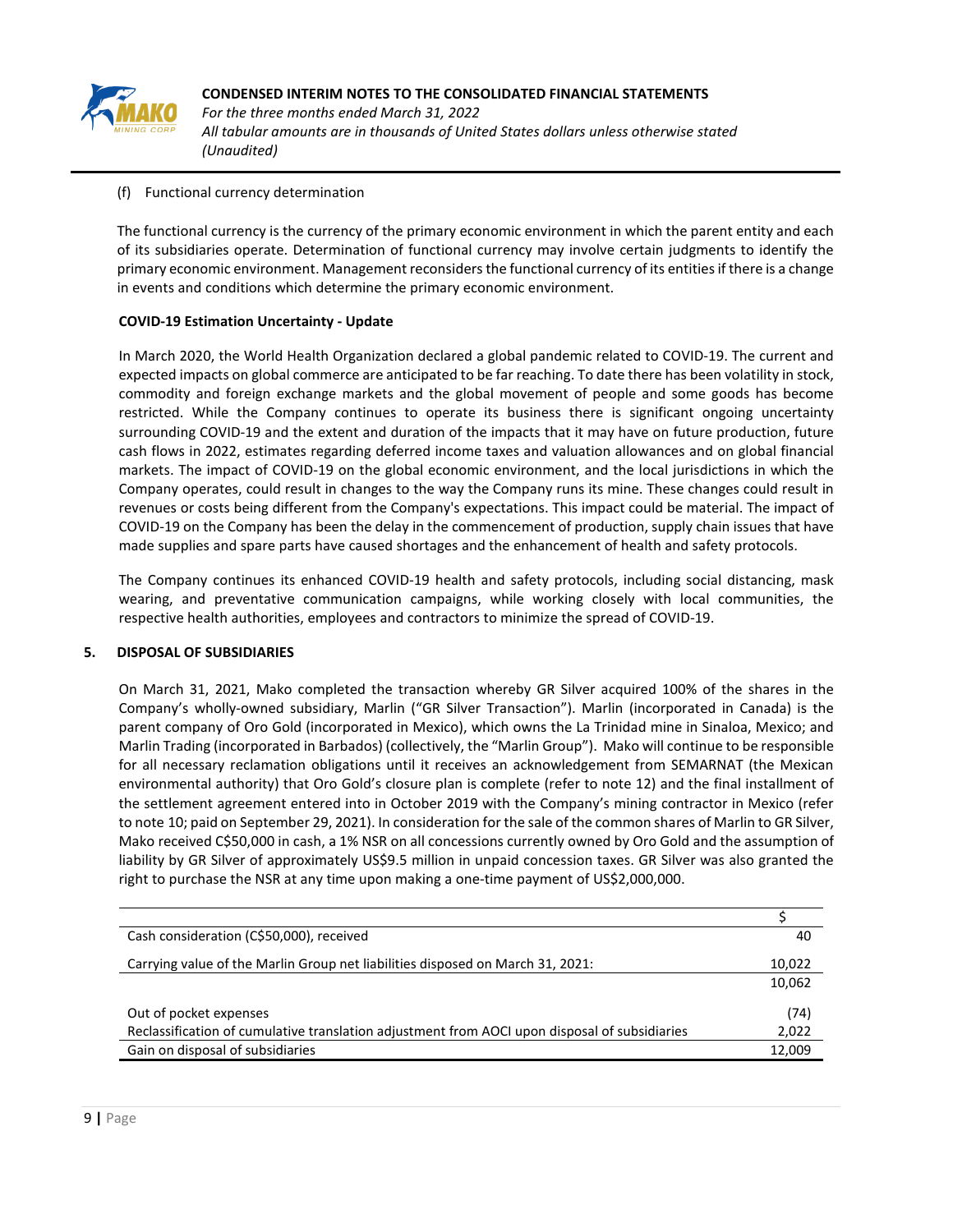(f) Functional currency determination

The functional currency is the currency of the primary economic environment in which the parent entity and each of its subsidiaries operate. Determination of functional currency may involve certain judgments to identify the primary economic environment. Management reconsiders the functional currency of its entities if there is a change in events and conditions which determine the primary economic environment.

**COVID-19 Estimation Uncertainty - Update**

In March 2020, the World Health Organization declared a global pandemic related to COVID-19. The current and expected impacts on global commerce are anticipated to be far reaching. To date there has been volatility in stock, commodity and foreign exchange markets and the global movement of people and some goods has become restricted. While the Company continues to operate its business there is significant ongoing uncertainty surrounding COVID-19 and the extent and duration of the impacts that it may have on future production, future cash flows in 2022, estimates regarding deferred income taxes and valuation allowances and on global financial markets. The impact of COVID-19 on the global economic environment, and the local jurisdictions in which the Company operates, could result in changes to the way the Company runs its mine. These changes could result in revenues or costs being different from the Company's expectations. This impact could be material. The impact of COVID-19 on the Company has been the delay in the commencement of production, supply chain issues that have made supplies and spare parts have caused shortages and the enhancement of health and safety protocols.

The Company continues its enhanced COVID-19 health and safety protocols, including social distancing, mask wearing, and preventative communication campaigns, while working closely with local communities, the respective health authorities, employees and contractors to minimize the spread of COVID-19.

## 5. DISPOSAL OF SUBSIDIARIES

On March 31, 2021, Mako completed the transaction whereby GR Silver acquired 100% of the shares in the Company's wholly-owned subsidiary, Marlin ("GR Silver Transaction"). Marlin (incorporated in Canada) is the parent company of Oro Gold (incorporated in Mexico), which owns the La Trinidad mine in Sinaloa, Mexico; and Marlin Trading (incorporated in Barbados) (collectively, the "Marlin Group"). Mako will continue to be responsible for all necessary reclamation obligations until it receives an acknowledgement from SEMARNAT (the Mexican environmental authority) that Oro Gold's closure plan is complete (refer to note 12) and the final installment of the settlement agreement entered into in October 2019 with the Company's mining contractor in Mexico (refer to note 10; paid on September 29, 2021). In consideration for the sale of the common shares of Marlin to GR Silver, Mako received C$50,000 in cash, a 1% NSR on all concessions currently owned by Oro Gold and the assumption of liability by GR Silver of approximately US$9.5 million in unpaid concession taxes. GR Silver was also granted the right to purchase the NSR at any time upon making a one-time payment of US$2,000,000.

| | $ |
|---|---|
| Cash consideration (C$50,000), received | 40 |
| Carrying value of the Marlin Group net liabilities disposed on March 31, 2021: | 10,022 |
| | 10,062 |
| Out of pocket expenses | (74) |
| Reclassification of cumulative translation adjustment from AOCI upon disposal of subsidiaries | 2,022 |
| Gain on disposal of subsidiaries | 12,009 |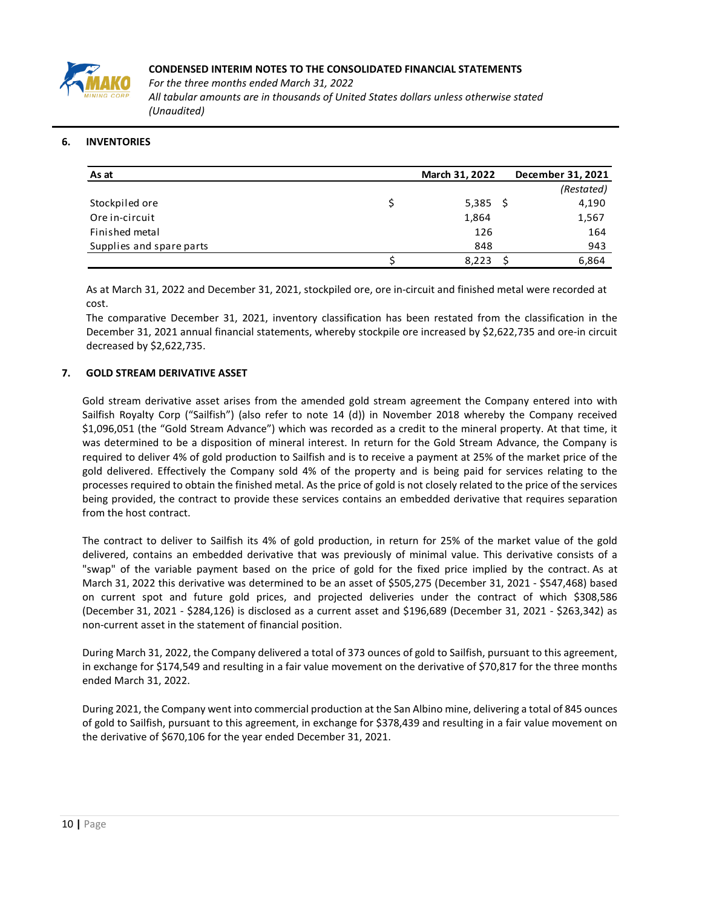## 6. INVENTORIES

| As at | | March 31, 2022 | | December 31, 2021 |
|---|---|---|---|---|
| | | | | *(Restated)* |
| Stockpiled ore | $ | 5,385 | $ | 4,190 |
| Ore in-circuit | | 1,864 | | 1,567 |
| Finished metal | | 126 | | 164 |
| Supplies and spare parts | | 848 | | 943 |
| | $ | 8,223 | $ | 6,864 |

As at March 31, 2022 and December 31, 2021, stockpiled ore, ore in-circuit and finished metal were recorded at cost.

The comparative December 31, 2021, inventory classification has been restated from the classification in the December 31, 2021 annual financial statements, whereby stockpile ore increased by $2,622,735 and ore-in circuit decreased by $2,622,735.

## 7. GOLD STREAM DERIVATIVE ASSET

Gold stream derivative asset arises from the amended gold stream agreement the Company entered into with Sailfish Royalty Corp ("Sailfish") (also refer to note 14 (d)) in November 2018 whereby the Company received $1,096,051 (the "Gold Stream Advance") which was recorded as a credit to the mineral property. At that time, it was determined to be a disposition of mineral interest. In return for the Gold Stream Advance, the Company is required to deliver 4% of gold production to Sailfish and is to receive a payment at 25% of the market price of the gold delivered. Effectively the Company sold 4% of the property and is being paid for services relating to the processes required to obtain the finished metal. As the price of gold is not closely related to the price of the services being provided, the contract to provide these services contains an embedded derivative that requires separation from the host contract.

The contract to deliver to Sailfish its 4% of gold production, in return for 25% of the market value of the gold delivered, contains an embedded derivative that was previously of minimal value. This derivative consists of a "swap" of the variable payment based on the price of gold for the fixed price implied by the contract. As at March 31, 2022 this derivative was determined to be an asset of $505,275 (December 31, 2021 - $547,468) based on current spot and future gold prices, and projected deliveries under the contract of which $308,586 (December 31, 2021 - $284,126) is disclosed as a current asset and $196,689 (December 31, 2021 - $263,342) as non-current asset in the statement of financial position.

During March 31, 2022, the Company delivered a total of 373 ounces of gold to Sailfish, pursuant to this agreement, in exchange for $174,549 and resulting in a fair value movement on the derivative of $70,817 for the three months ended March 31, 2022.

During 2021, the Company went into commercial production at the San Albino mine, delivering a total of 845 ounces of gold to Sailfish, pursuant to this agreement, in exchange for $378,439 and resulting in a fair value movement on the derivative of $670,106 for the year ended December 31, 2021.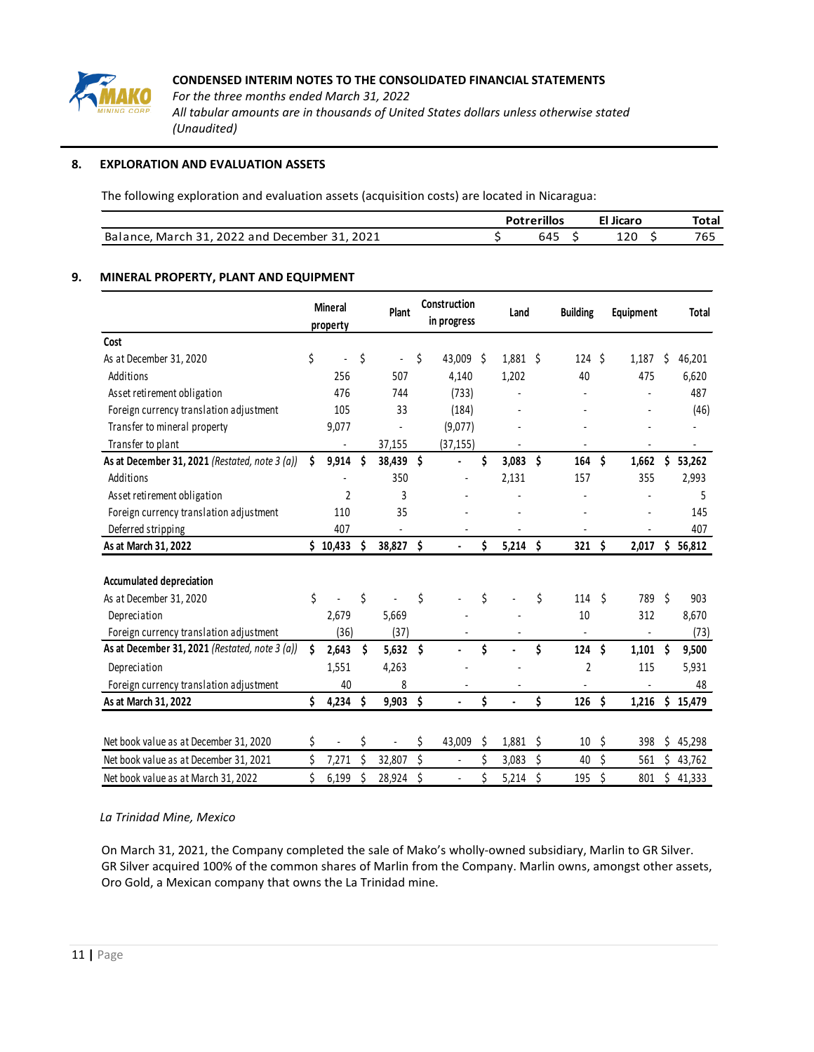## 8. EXPLORATION AND EVALUATION ASSETS

The following exploration and evaluation assets (acquisition costs) are located in Nicaragua:

| | Potrerillos | El Jicaro | Total |
|---|---|---|---|
| Balance, March 31, 2022 and December 31, 2021 | $ 645 | $ 120 | $ 765 |

## 9. MINERAL PROPERTY, PLANT AND EQUIPMENT

| | Mineral property | Plant | Construction in progress | Land | Building | Equipment | Total |
|---|---|---|---|---|---|---|---|
| **Cost** | | | | | | | |
| As at December 31, 2020 | $ - | $ - | $ 43,009 | $ 1,881 | $ 124 | $ 1,187 | $ 46,201 |
| Additions | 256 | 507 | 4,140 | 1,202 | 40 | 475 | 6,620 |
| Asset retirement obligation | 476 | 744 | (733) | - | - | - | 487 |
| Foreign currency translation adjustment | 105 | 33 | (184) | - | - | - | (46) |
| Transfer to mineral property | 9,077 | - | (9,077) | - | - | - | - |
| Transfer to plant | - | 37,155 | (37,155) | - | - | - | - |
| **As at December 31, 2021** *(Restated, note 3 (a))* | **$ 9,914** | **$ 38,439** | **$ -** | **$ 3,083** | **$ 164** | **$ 1,662** | **$ 53,262** |
| Additions | - | 350 | - | 2,131 | 157 | 355 | 2,993 |
| Asset retirement obligation | 2 | 3 | - | - | - | - | 5 |
| Foreign currency translation adjustment | 110 | 35 | - | - | - | - | 145 |
| Deferred stripping | 407 | - | - | - | - | - | 407 |
| **As at March 31, 2022** | **$ 10,433** | **$ 38,827** | **$ -** | **$ 5,214** | **$ 321** | **$ 2,017** | **$ 56,812** |
| | | | | | | | |
| **Accumulated depreciation** | | | | | | | |
| As at December 31, 2020 | $ - | $ - | $ - | $ - | $ 114 | $ 789 | $ 903 |
| Depreciation | 2,679 | 5,669 | - | - | 10 | 312 | 8,670 |
| Foreign currency translation adjustment | (36) | (37) | - | - | - | - | (73) |
| **As at December 31, 2021** *(Restated, note 3 (a))* | **$ 2,643** | **$ 5,632** | **$ -** | **$ -** | **$ 124** | **$ 1,101** | **$ 9,500** |
| Depreciation | 1,551 | 4,263 | - | - | 2 | 115 | 5,931 |
| Foreign currency translation adjustment | 40 | 8 | - | - | - | - | 48 |
| **As at March 31, 2022** | **$ 4,234** | **$ 9,903** | **$ -** | **$ -** | **$ 126** | **$ 1,216** | **$ 15,479** |
| | | | | | | | |
| Net book value as at December 31, 2020 | $ - | $ - | $ 43,009 | $ 1,881 | $ 10 | $ 398 | $ 45,298 |
| Net book value as at December 31, 2021 | $ 7,271 | $ 32,807 | $ - | $ 3,083 | $ 40 | $ 561 | $ 43,762 |
| Net book value as at March 31, 2022 | $ 6,199 | $ 28,924 | $ - | $ 5,214 | $ 195 | $ 801 | $ 41,333 |

*La Trinidad Mine, Mexico*

On March 31, 2021, the Company completed the sale of Mako's wholly-owned subsidiary, Marlin to GR Silver. GR Silver acquired 100% of the common shares of Marlin from the Company. Marlin owns, amongst other assets, Oro Gold, a Mexican company that owns the La Trinidad mine.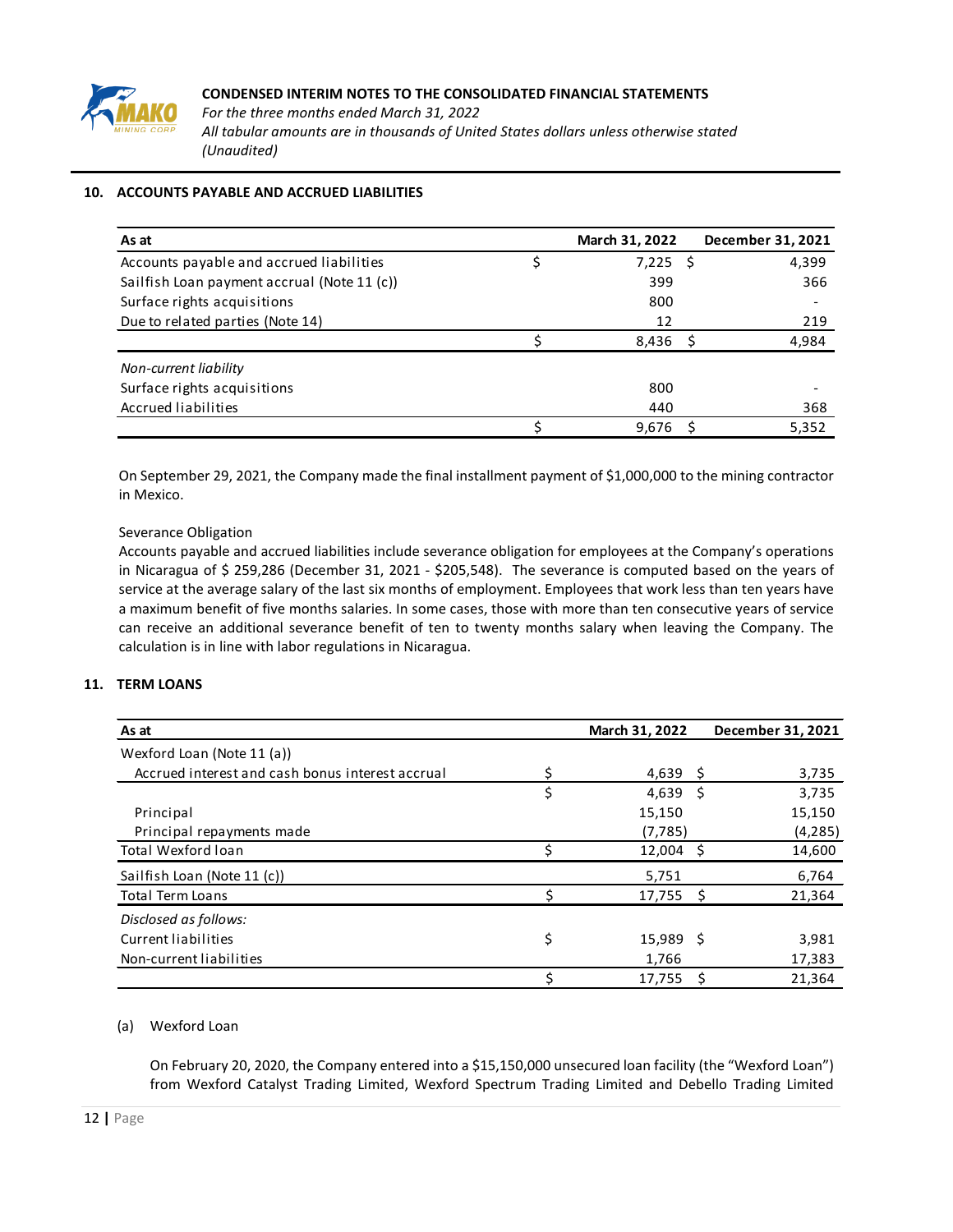## 10. ACCOUNTS PAYABLE AND ACCRUED LIABILITIES

| As at | March 31, 2022 | December 31, 2021 |
|---|---|---|
| Accounts payable and accrued liabilities | $ 7,225 | $ 4,399 |
| Sailfish Loan payment accrual (Note 11 (c)) | 399 | 366 |
| Surface rights acquisitions | 800 | - |
| Due to related parties (Note 14) | 12 | 219 |
| | $ 8,436 | $ 4,984 |
| *Non-current liability* | | |
| Surface rights acquisitions | 800 | - |
| Accrued liabilities | 440 | 368 |
| | $ 9,676 | $ 5,352 |

On September 29, 2021, the Company made the final installment payment of $1,000,000 to the mining contractor in Mexico.

Severance Obligation

Accounts payable and accrued liabilities include severance obligation for employees at the Company's operations in Nicaragua of $ 259,286 (December 31, 2021 - $205,548). The severance is computed based on the years of service at the average salary of the last six months of employment. Employees that work less than ten years have a maximum benefit of five months salaries. In some cases, those with more than ten consecutive years of service can receive an additional severance benefit of ten to twenty months salary when leaving the Company. The calculation is in line with labor regulations in Nicaragua.

## 11. TERM LOANS

| As at | March 31, 2022 | December 31, 2021 |
|---|---|---|
| Wexford Loan (Note 11 (a)) | | |
| Accrued interest and cash bonus interest accrual | $ 4,639 | $ 3,735 |
| | $ 4,639 | $ 3,735 |
| Principal | 15,150 | 15,150 |
| Principal repayments made | (7,785) | (4,285) |
| Total Wexford loan | $ 12,004 | $ 14,600 |
| Sailfish Loan (Note 11 (c)) | 5,751 | 6,764 |
| Total Term Loans | $ 17,755 | $ 21,364 |
| *Disclosed as follows:* | | |
| Current liabilities | $ 15,989 | $ 3,981 |
| Non-current liabilities | 1,766 | 17,383 |
| | $ 17,755 | $ 21,364 |

(a) Wexford Loan

On February 20, 2020, the Company entered into a $15,150,000 unsecured loan facility (the "Wexford Loan") from Wexford Catalyst Trading Limited, Wexford Spectrum Trading Limited and Debello Trading Limited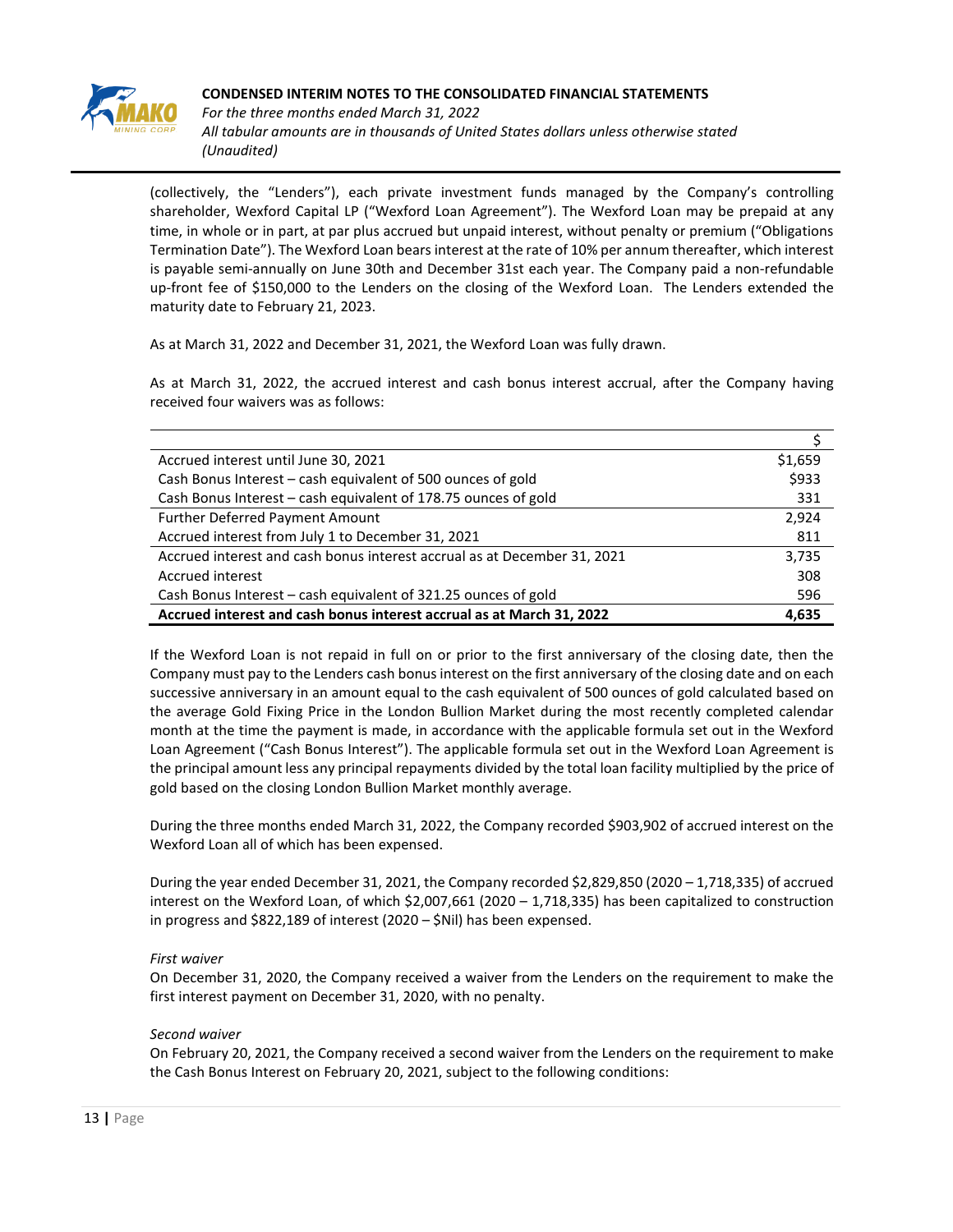(collectively, the "Lenders"), each private investment funds managed by the Company's controlling shareholder, Wexford Capital LP ("Wexford Loan Agreement"). The Wexford Loan may be prepaid at any time, in whole or in part, at par plus accrued but unpaid interest, without penalty or premium ("Obligations Termination Date"). The Wexford Loan bears interest at the rate of 10% per annum thereafter, which interest is payable semi-annually on June 30th and December 31st each year. The Company paid a non-refundable up-front fee of $150,000 to the Lenders on the closing of the Wexford Loan. The Lenders extended the maturity date to February 21, 2023.

As at March 31, 2022 and December 31, 2021, the Wexford Loan was fully drawn.

As at March 31, 2022, the accrued interest and cash bonus interest accrual, after the Company having received four waivers was as follows:

| | $ |
|---|---|
| Accrued interest until June 30, 2021 | $1,659 |
| Cash Bonus Interest – cash equivalent of 500 ounces of gold | $933 |
| Cash Bonus Interest – cash equivalent of 178.75 ounces of gold | 331 |
| Further Deferred Payment Amount | 2,924 |
| Accrued interest from July 1 to December 31, 2021 | 811 |
| Accrued interest and cash bonus interest accrual as at December 31, 2021 | 3,735 |
| Accrued interest | 308 |
| Cash Bonus Interest – cash equivalent of 321.25 ounces of gold | 596 |
| **Accrued interest and cash bonus interest accrual as at March 31, 2022** | **4,635** |

If the Wexford Loan is not repaid in full on or prior to the first anniversary of the closing date, then the Company must pay to the Lenders cash bonus interest on the first anniversary of the closing date and on each successive anniversary in an amount equal to the cash equivalent of 500 ounces of gold calculated based on the average Gold Fixing Price in the London Bullion Market during the most recently completed calendar month at the time the payment is made, in accordance with the applicable formula set out in the Wexford Loan Agreement ("Cash Bonus Interest"). The applicable formula set out in the Wexford Loan Agreement is the principal amount less any principal repayments divided by the total loan facility multiplied by the price of gold based on the closing London Bullion Market monthly average.

During the three months ended March 31, 2022, the Company recorded $903,902 of accrued interest on the Wexford Loan all of which has been expensed.

During the year ended December 31, 2021, the Company recorded $2,829,850 (2020 – 1,718,335) of accrued interest on the Wexford Loan, of which $2,007,661 (2020 – 1,718,335) has been capitalized to construction in progress and $822,189 of interest (2020 – $Nil) has been expensed.

*First waiver*

On December 31, 2020, the Company received a waiver from the Lenders on the requirement to make the first interest payment on December 31, 2020, with no penalty.

*Second waiver*

On February 20, 2021, the Company received a second waiver from the Lenders on the requirement to make the Cash Bonus Interest on February 20, 2021, subject to the following conditions: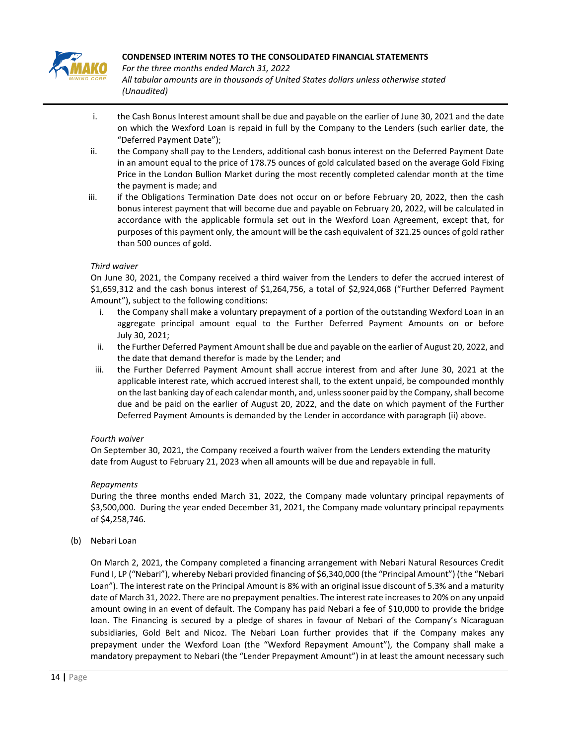i. the Cash Bonus Interest amount shall be due and payable on the earlier of June 30, 2021 and the date on which the Wexford Loan is repaid in full by the Company to the Lenders (such earlier date, the "Deferred Payment Date");

ii. the Company shall pay to the Lenders, additional cash bonus interest on the Deferred Payment Date in an amount equal to the price of 178.75 ounces of gold calculated based on the average Gold Fixing Price in the London Bullion Market during the most recently completed calendar month at the time the payment is made; and

iii. if the Obligations Termination Date does not occur on or before February 20, 2022, then the cash bonus interest payment that will become due and payable on February 20, 2022, will be calculated in accordance with the applicable formula set out in the Wexford Loan Agreement, except that, for purposes of this payment only, the amount will be the cash equivalent of 321.25 ounces of gold rather than 500 ounces of gold.

*Third waiver*

On June 30, 2021, the Company received a third waiver from the Lenders to defer the accrued interest of $1,659,312 and the cash bonus interest of $1,264,756, a total of $2,924,068 ("Further Deferred Payment Amount"), subject to the following conditions:

i. the Company shall make a voluntary prepayment of a portion of the outstanding Wexford Loan in an aggregate principal amount equal to the Further Deferred Payment Amounts on or before July 30, 2021;

ii. the Further Deferred Payment Amount shall be due and payable on the earlier of August 20, 2022, and the date that demand therefor is made by the Lender; and

iii. the Further Deferred Payment Amount shall accrue interest from and after June 30, 2021 at the applicable interest rate, which accrued interest shall, to the extent unpaid, be compounded monthly on the last banking day of each calendar month, and, unless sooner paid by the Company, shall become due and be paid on the earlier of August 20, 2022, and the date on which payment of the Further Deferred Payment Amounts is demanded by the Lender in accordance with paragraph (ii) above.

*Fourth waiver*

On September 30, 2021, the Company received a fourth waiver from the Lenders extending the maturity date from August to February 21, 2023 when all amounts will be due and repayable in full.

*Repayments*

During the three months ended March 31, 2022, the Company made voluntary principal repayments of $3,500,000. During the year ended December 31, 2021, the Company made voluntary principal repayments of $4,258,746.

(b) Nebari Loan

On March 2, 2021, the Company completed a financing arrangement with Nebari Natural Resources Credit Fund I, LP ("Nebari"), whereby Nebari provided financing of $6,340,000 (the "Principal Amount") (the "Nebari Loan"). The interest rate on the Principal Amount is 8% with an original issue discount of 5.3% and a maturity date of March 31, 2022. There are no prepayment penalties. The interest rate increases to 20% on any unpaid amount owing in an event of default. The Company has paid Nebari a fee of $10,000 to provide the bridge loan. The Financing is secured by a pledge of shares in favour of Nebari of the Company's Nicaraguan subsidiaries, Gold Belt and Nicoz. The Nebari Loan further provides that if the Company makes any prepayment under the Wexford Loan (the "Wexford Repayment Amount"), the Company shall make a mandatory prepayment to Nebari (the "Lender Prepayment Amount") in at least the amount necessary such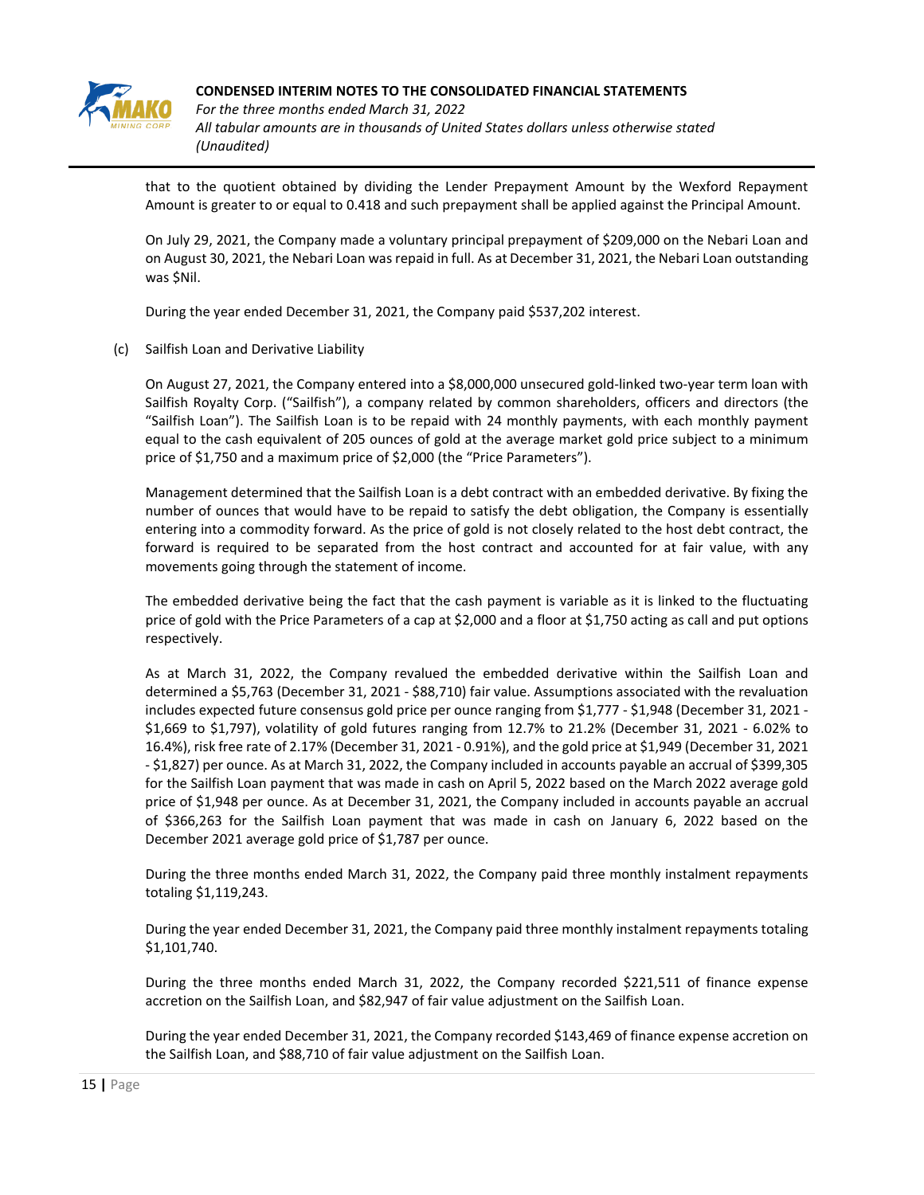that to the quotient obtained by dividing the Lender Prepayment Amount by the Wexford Repayment Amount is greater to or equal to 0.418 and such prepayment shall be applied against the Principal Amount.

On July 29, 2021, the Company made a voluntary principal prepayment of $209,000 on the Nebari Loan and on August 30, 2021, the Nebari Loan was repaid in full. As at December 31, 2021, the Nebari Loan outstanding was $Nil.

During the year ended December 31, 2021, the Company paid $537,202 interest.

(c) Sailfish Loan and Derivative Liability

On August 27, 2021, the Company entered into a $8,000,000 unsecured gold-linked two-year term loan with Sailfish Royalty Corp. ("Sailfish"), a company related by common shareholders, officers and directors (the "Sailfish Loan"). The Sailfish Loan is to be repaid with 24 monthly payments, with each monthly payment equal to the cash equivalent of 205 ounces of gold at the average market gold price subject to a minimum price of $1,750 and a maximum price of $2,000 (the "Price Parameters").

Management determined that the Sailfish Loan is a debt contract with an embedded derivative. By fixing the number of ounces that would have to be repaid to satisfy the debt obligation, the Company is essentially entering into a commodity forward. As the price of gold is not closely related to the host debt contract, the forward is required to be separated from the host contract and accounted for at fair value, with any movements going through the statement of income.

The embedded derivative being the fact that the cash payment is variable as it is linked to the fluctuating price of gold with the Price Parameters of a cap at $2,000 and a floor at $1,750 acting as call and put options respectively.

As at March 31, 2022, the Company revalued the embedded derivative within the Sailfish Loan and determined a $5,763 (December 31, 2021 - $88,710) fair value. Assumptions associated with the revaluation includes expected future consensus gold price per ounce ranging from $1,777 - $1,948 (December 31, 2021 - $1,669 to $1,797), volatility of gold futures ranging from 12.7% to 21.2% (December 31, 2021 - 6.02% to 16.4%), risk free rate of 2.17% (December 31, 2021 - 0.91%), and the gold price at $1,949 (December 31, 2021 - $1,827) per ounce. As at March 31, 2022, the Company included in accounts payable an accrual of $399,305 for the Sailfish Loan payment that was made in cash on April 5, 2022 based on the March 2022 average gold price of $1,948 per ounce. As at December 31, 2021, the Company included in accounts payable an accrual of $366,263 for the Sailfish Loan payment that was made in cash on January 6, 2022 based on the December 2021 average gold price of $1,787 per ounce.

During the three months ended March 31, 2022, the Company paid three monthly instalment repayments totaling $1,119,243.

During the year ended December 31, 2021, the Company paid three monthly instalment repayments totaling $1,101,740.

During the three months ended March 31, 2022, the Company recorded $221,511 of finance expense accretion on the Sailfish Loan, and $82,947 of fair value adjustment on the Sailfish Loan.

During the year ended December 31, 2021, the Company recorded $143,469 of finance expense accretion on the Sailfish Loan, and $88,710 of fair value adjustment on the Sailfish Loan.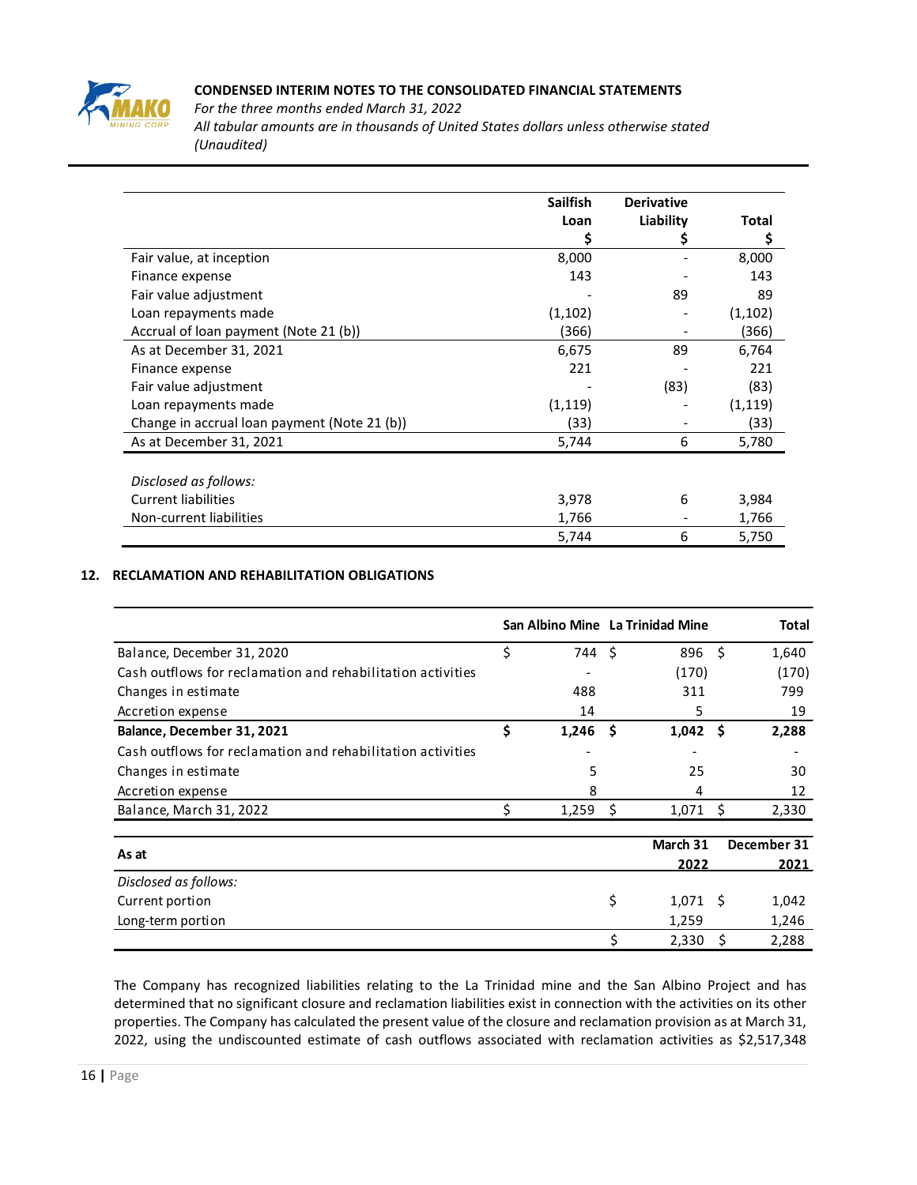| | Sailfish Loan $ | Derivative Liability $ | Total $ |
|---|---|---|---|
| Fair value, at inception | 8,000 | - | 8,000 |
| Finance expense | 143 | - | 143 |
| Fair value adjustment | - | 89 | 89 |
| Loan repayments made | (1,102) | - | (1,102) |
| Accrual of loan payment (Note 21 (b)) | (366) | - | (366) |
| As at December 31, 2021 | 6,675 | 89 | 6,764 |
| Finance expense | 221 | - | 221 |
| Fair value adjustment | - | (83) | (83) |
| Loan repayments made | (1,119) | - | (1,119) |
| Change in accrual loan payment (Note 21 (b)) | (33) | - | (33) |
| As at December 31, 2021 | 5,744 | 6 | 5,780 |
| | | | |
| *Disclosed as follows:* | | | |
| Current liabilities | 3,978 | 6 | 3,984 |
| Non-current liabilities | 1,766 | - | 1,766 |
| | 5,744 | 6 | 5,750 |

## 12. RECLAMATION AND REHABILITATION OBLIGATIONS

| | San Albino Mine | La Trinidad Mine | Total |
|---|---|---|---|
| Balance, December 31, 2020 | $ 744 | $ 896 | $ 1,640 |
| Cash outflows for reclamation and rehabilitation activities | - | (170) | (170) |
| Changes in estimate | 488 | 311 | 799 |
| Accretion expense | 14 | 5 | 19 |
| **Balance, December 31, 2021** | **$ 1,246** | **$ 1,042** | **$ 2,288** |
| Cash outflows for reclamation and rehabilitation activities | - | - | - |
| Changes in estimate | 5 | 25 | 30 |
| Accretion expense | 8 | 4 | 12 |
| Balance, March 31, 2022 | $ 1,259 | $ 1,071 | $ 2,330 |

| As at | March 31 2022 | December 31 2021 |
|---|---|---|
| *Disclosed as follows:* | | |
| Current portion | $ 1,071 | $ 1,042 |
| Long-term portion | 1,259 | 1,246 |
| | $ 2,330 | $ 2,288 |

The Company has recognized liabilities relating to the La Trinidad mine and the San Albino Project and has determined that no significant closure and reclamation liabilities exist in connection with the activities on its other properties. The Company has calculated the present value of the closure and reclamation provision as at March 31, 2022, using the undiscounted estimate of cash outflows associated with reclamation activities as $2,517,348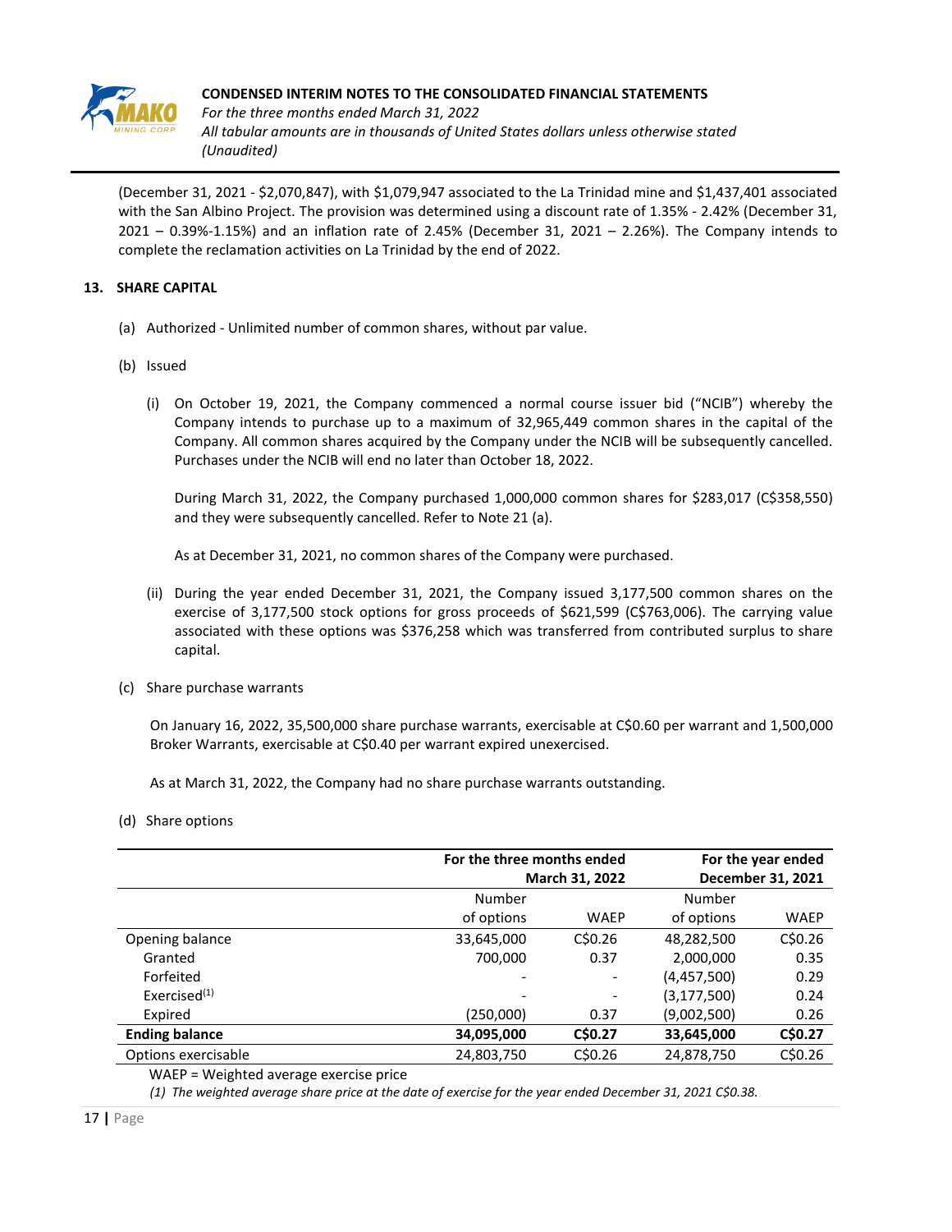(December 31, 2021 - $2,070,847), with $1,079,947 associated to the La Trinidad mine and $1,437,401 associated with the San Albino Project. The provision was determined using a discount rate of 1.35% - 2.42% (December 31, 2021 – 0.39%-1.15%) and an inflation rate of 2.45% (December 31, 2021 – 2.26%). The Company intends to complete the reclamation activities on La Trinidad by the end of 2022.

## 13. SHARE CAPITAL

(a) Authorized - Unlimited number of common shares, without par value.

(b) Issued

(i) On October 19, 2021, the Company commenced a normal course issuer bid ("NCIB") whereby the Company intends to purchase up to a maximum of 32,965,449 common shares in the capital of the Company. All common shares acquired by the Company under the NCIB will be subsequently cancelled. Purchases under the NCIB will end no later than October 18, 2022.

During March 31, 2022, the Company purchased 1,000,000 common shares for $283,017 (C$358,550) and they were subsequently cancelled. Refer to Note 21 (a).

As at December 31, 2021, no common shares of the Company were purchased.

(ii) During the year ended December 31, 2021, the Company issued 3,177,500 common shares on the exercise of 3,177,500 stock options for gross proceeds of $621,599 (C$763,006). The carrying value associated with these options was $376,258 which was transferred from contributed surplus to share capital.

(c) Share purchase warrants

On January 16, 2022, 35,500,000 share purchase warrants, exercisable at C$0.60 per warrant and 1,500,000 Broker Warrants, exercisable at C$0.40 per warrant expired unexercised.

As at March 31, 2022, the Company had no share purchase warrants outstanding.

(d) Share options

| | For the three months ended March 31, 2022 | | For the year ended December 31, 2021 | |
|---|---|---|---|---|
| | Number of options | WAEP | Number of options | WAEP |
| Opening balance | 33,645,000 | C$0.26 | 48,282,500 | C$0.26 |
| Granted | 700,000 | 0.37 | 2,000,000 | 0.35 |
| Forfeited | - | - | (4,457,500) | 0.29 |
| Exercised[(1)] | - | - | (3,177,500) | 0.24 |
| Expired | (250,000) | 0.37 | (9,002,500) | 0.26 |
| **Ending balance** | **34,095,000** | **C$0.27** | **33,645,000** | **C$0.27** |
| Options exercisable | 24,803,750 | C$0.26 | 24,878,750 | C$0.26 |

WAEP = Weighted average exercise price

*(1) The weighted average share price at the date of exercise for the year ended December 31, 2021 C$0.38.*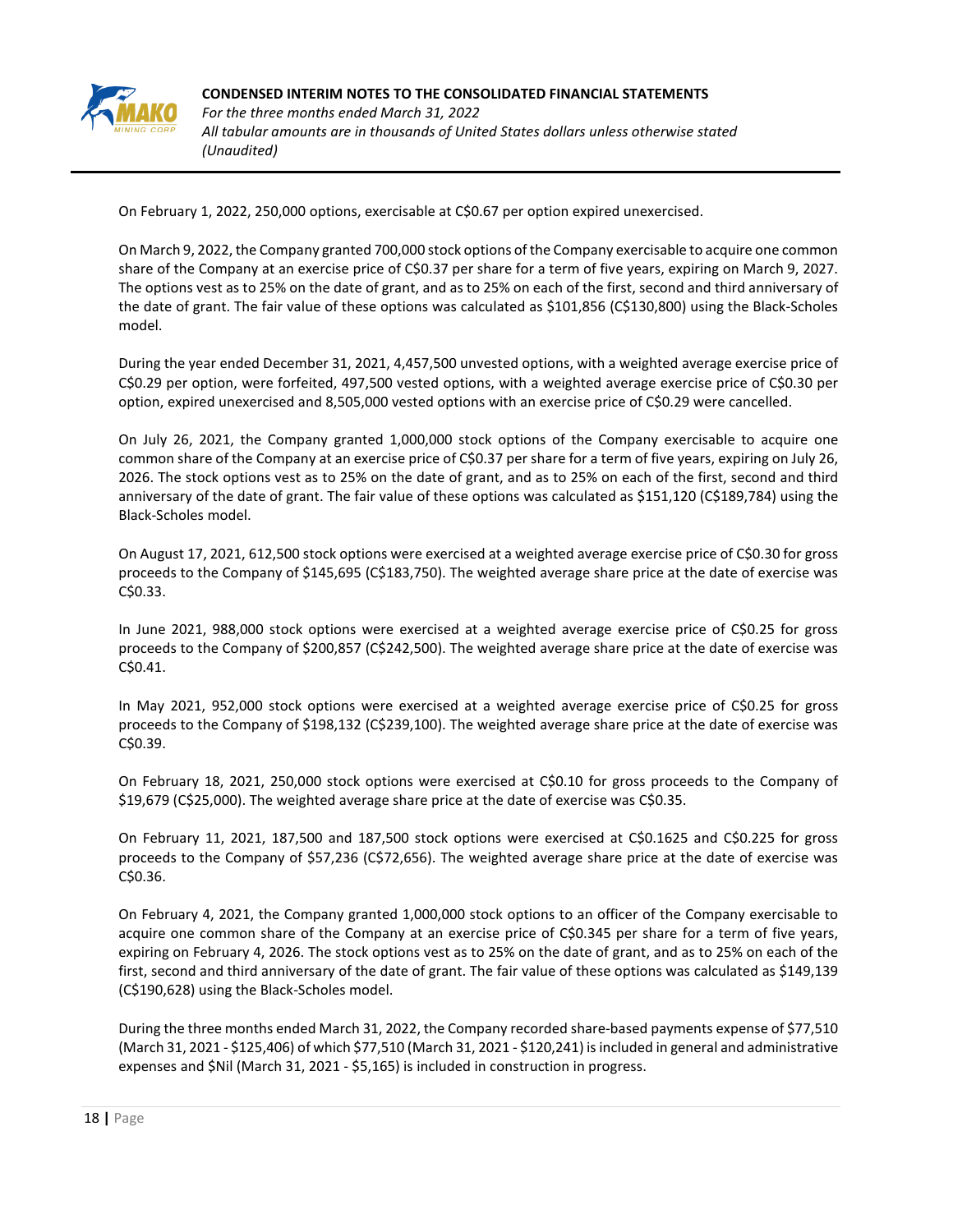On February 1, 2022, 250,000 options, exercisable at C$0.67 per option expired unexercised.

On March 9, 2022, the Company granted 700,000 stock options of the Company exercisable to acquire one common share of the Company at an exercise price of C$0.37 per share for a term of five years, expiring on March 9, 2027. The options vest as to 25% on the date of grant, and as to 25% on each of the first, second and third anniversary of the date of grant. The fair value of these options was calculated as $101,856 (C$130,800) using the Black-Scholes model.

During the year ended December 31, 2021, 4,457,500 unvested options, with a weighted average exercise price of C$0.29 per option, were forfeited, 497,500 vested options, with a weighted average exercise price of C$0.30 per option, expired unexercised and 8,505,000 vested options with an exercise price of C$0.29 were cancelled.

On July 26, 2021, the Company granted 1,000,000 stock options of the Company exercisable to acquire one common share of the Company at an exercise price of C$0.37 per share for a term of five years, expiring on July 26, 2026. The stock options vest as to 25% on the date of grant, and as to 25% on each of the first, second and third anniversary of the date of grant. The fair value of these options was calculated as $151,120 (C$189,784) using the Black-Scholes model.

On August 17, 2021, 612,500 stock options were exercised at a weighted average exercise price of C$0.30 for gross proceeds to the Company of $145,695 (C$183,750). The weighted average share price at the date of exercise was C$0.33.

In June 2021, 988,000 stock options were exercised at a weighted average exercise price of C$0.25 for gross proceeds to the Company of $200,857 (C$242,500). The weighted average share price at the date of exercise was C$0.41.

In May 2021, 952,000 stock options were exercised at a weighted average exercise price of C$0.25 for gross proceeds to the Company of $198,132 (C$239,100). The weighted average share price at the date of exercise was C$0.39.

On February 18, 2021, 250,000 stock options were exercised at C$0.10 for gross proceeds to the Company of $19,679 (C$25,000). The weighted average share price at the date of exercise was C$0.35.

On February 11, 2021, 187,500 and 187,500 stock options were exercised at C$0.1625 and C$0.225 for gross proceeds to the Company of $57,236 (C$72,656). The weighted average share price at the date of exercise was C$0.36.

On February 4, 2021, the Company granted 1,000,000 stock options to an officer of the Company exercisable to acquire one common share of the Company at an exercise price of C$0.345 per share for a term of five years, expiring on February 4, 2026. The stock options vest as to 25% on the date of grant, and as to 25% on each of the first, second and third anniversary of the date of grant. The fair value of these options was calculated as $149,139 (C$190,628) using the Black-Scholes model.

During the three months ended March 31, 2022, the Company recorded share-based payments expense of $77,510 (March 31, 2021 - $125,406) of which $77,510 (March 31, 2021 - $120,241) is included in general and administrative expenses and $Nil (March 31, 2021 - $5,165) is included in construction in progress.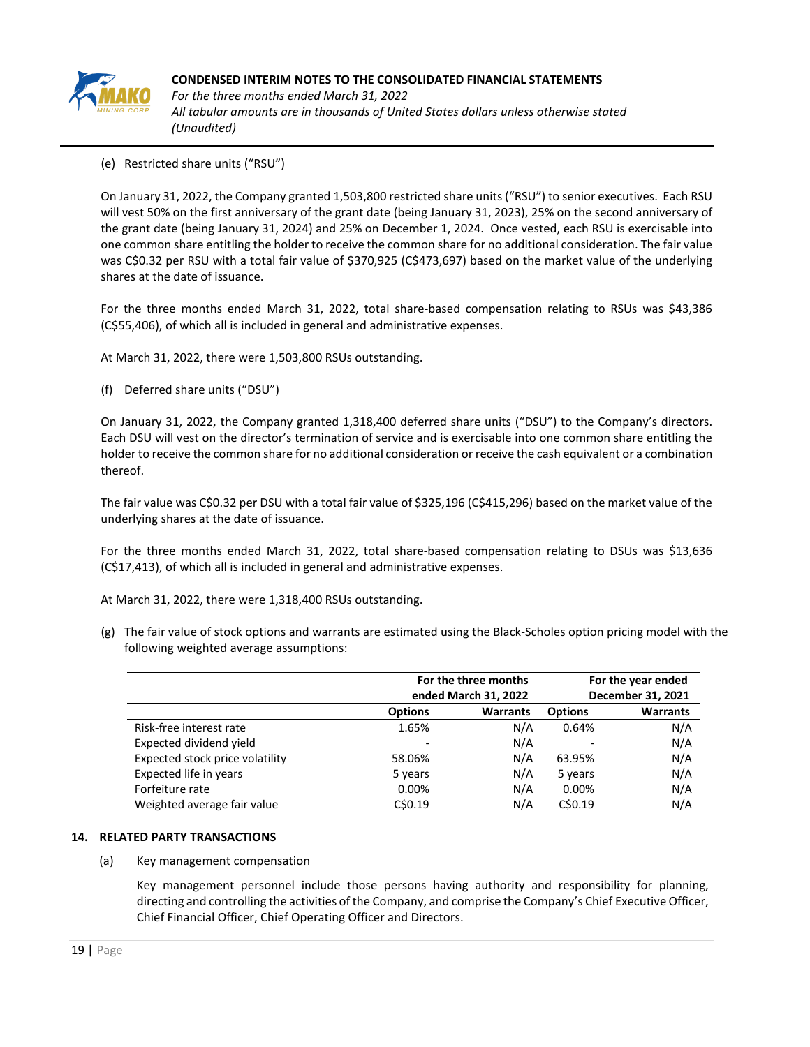(e) Restricted share units ("RSU")

On January 31, 2022, the Company granted 1,503,800 restricted share units ("RSU") to senior executives. Each RSU will vest 50% on the first anniversary of the grant date (being January 31, 2023), 25% on the second anniversary of the grant date (being January 31, 2024) and 25% on December 1, 2024. Once vested, each RSU is exercisable into one common share entitling the holder to receive the common share for no additional consideration. The fair value was C$0.32 per RSU with a total fair value of $370,925 (C$473,697) based on the market value of the underlying shares at the date of issuance.

For the three months ended March 31, 2022, total share-based compensation relating to RSUs was $43,386 (C$55,406), of which all is included in general and administrative expenses.

At March 31, 2022, there were 1,503,800 RSUs outstanding.

(f) Deferred share units ("DSU")

On January 31, 2022, the Company granted 1,318,400 deferred share units ("DSU") to the Company's directors. Each DSU will vest on the director's termination of service and is exercisable into one common share entitling the holder to receive the common share for no additional consideration or receive the cash equivalent or a combination thereof.

The fair value was C$0.32 per DSU with a total fair value of $325,196 (C$415,296) based on the market value of the underlying shares at the date of issuance.

For the three months ended March 31, 2022, total share-based compensation relating to DSUs was $13,636 (C$17,413), of which all is included in general and administrative expenses.

At March 31, 2022, there were 1,318,400 RSUs outstanding.

(g) The fair value of stock options and warrants are estimated using the Black-Scholes option pricing model with the following weighted average assumptions:

| | For the three months ended March 31, 2022 | | For the year ended December 31, 2021 | |
|---|---|---|---|---|
| | Options | Warrants | Options | Warrants |
| Risk-free interest rate | 1.65% | N/A | 0.64% | N/A |
| Expected dividend yield | - | N/A | - | N/A |
| Expected stock price volatility | 58.06% | N/A | 63.95% | N/A |
| Expected life in years | 5 years | N/A | 5 years | N/A |
| Forfeiture rate | 0.00% | N/A | 0.00% | N/A |
| Weighted average fair value | C$0.19 | N/A | C$0.19 | N/A |

## 14. RELATED PARTY TRANSACTIONS

(a) Key management compensation

Key management personnel include those persons having authority and responsibility for planning, directing and controlling the activities of the Company, and comprise the Company's Chief Executive Officer, Chief Financial Officer, Chief Operating Officer and Directors.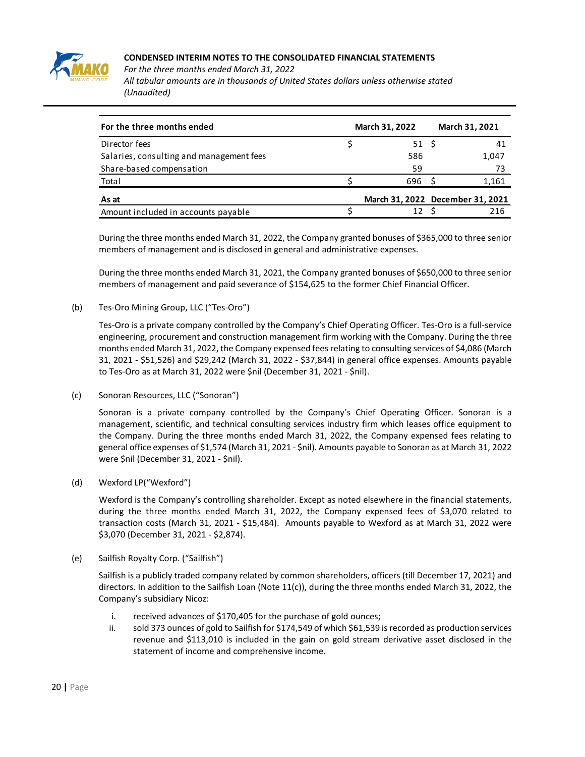| For the three months ended | March 31, 2022 | March 31, 2021 |
|---|---|---|
| Director fees | $ 51 | $ 41 |
| Salaries, consulting and management fees | 586 | 1,047 |
| Share-based compensation | 59 | 73 |
| Total | $ 696 | $ 1,161 |

| As at | March 31, 2022 | December 31, 2021 |
|---|---|---|
| Amount included in accounts payable | $ 12 | $ 216 |

During the three months ended March 31, 2022, the Company granted bonuses of $365,000 to three senior members of management and is disclosed in general and administrative expenses.

During the three months ended March 31, 2021, the Company granted bonuses of $650,000 to three senior members of management and paid severance of $154,625 to the former Chief Financial Officer.

(b) Tes-Oro Mining Group, LLC ("Tes-Oro")

Tes-Oro is a private company controlled by the Company's Chief Operating Officer. Tes-Oro is a full-service engineering, procurement and construction management firm working with the Company. During the three months ended March 31, 2022, the Company expensed fees relating to consulting services of $4,086 (March 31, 2021 - $51,526) and $29,242 (March 31, 2022 - $37,844) in general office expenses. Amounts payable to Tes-Oro as at March 31, 2022 were $nil (December 31, 2021 - $nil).

(c) Sonoran Resources, LLC ("Sonoran")

Sonoran is a private company controlled by the Company's Chief Operating Officer. Sonoran is a management, scientific, and technical consulting services industry firm which leases office equipment to the Company. During the three months ended March 31, 2022, the Company expensed fees relating to general office expenses of $1,574 (March 31, 2021 - $nil). Amounts payable to Sonoran as at March 31, 2022 were $nil (December 31, 2021 - $nil).

(d) Wexford LP("Wexford")

Wexford is the Company's controlling shareholder. Except as noted elsewhere in the financial statements, during the three months ended March 31, 2022, the Company expensed fees of $3,070 related to transaction costs (March 31, 2021 - $15,484). Amounts payable to Wexford as at March 31, 2022 were $3,070 (December 31, 2021 - $2,874).

(e) Sailfish Royalty Corp. ("Sailfish")

Sailfish is a publicly traded company related by common shareholders, officers (till December 17, 2021) and directors. In addition to the Sailfish Loan (Note 11(c)), during the three months ended March 31, 2022, the Company's subsidiary Nicoz:

i. received advances of $170,405 for the purchase of gold ounces;
ii. sold 373 ounces of gold to Sailfish for $174,549 of which $61,539 is recorded as production services revenue and $113,010 is included in the gain on gold stream derivative asset disclosed in the statement of income and comprehensive income.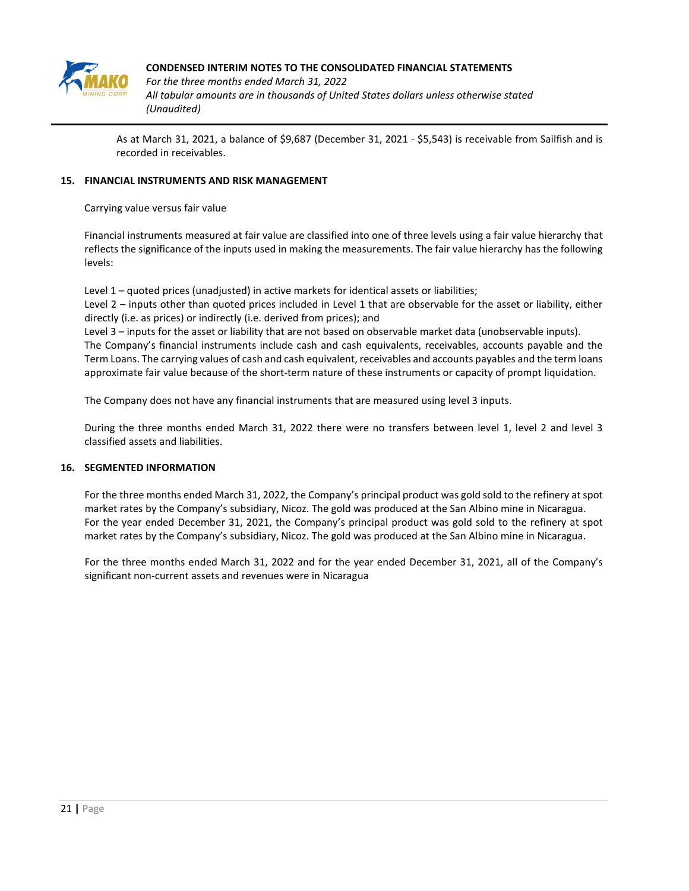As at March 31, 2021, a balance of $9,687 (December 31, 2021 - $5,543) is receivable from Sailfish and is recorded in receivables.

## 15. FINANCIAL INSTRUMENTS AND RISK MANAGEMENT

Carrying value versus fair value

Financial instruments measured at fair value are classified into one of three levels using a fair value hierarchy that reflects the significance of the inputs used in making the measurements. The fair value hierarchy has the following levels:

Level 1 – quoted prices (unadjusted) in active markets for identical assets or liabilities;
Level 2 – inputs other than quoted prices included in Level 1 that are observable for the asset or liability, either directly (i.e. as prices) or indirectly (i.e. derived from prices); and
Level 3 – inputs for the asset or liability that are not based on observable market data (unobservable inputs).
The Company's financial instruments include cash and cash equivalents, receivables, accounts payable and the Term Loans. The carrying values of cash and cash equivalent, receivables and accounts payables and the term loans approximate fair value because of the short-term nature of these instruments or capacity of prompt liquidation.

The Company does not have any financial instruments that are measured using level 3 inputs.

During the three months ended March 31, 2022 there were no transfers between level 1, level 2 and level 3 classified assets and liabilities.

## 16. SEGMENTED INFORMATION

For the three months ended March 31, 2022, the Company's principal product was gold sold to the refinery at spot market rates by the Company's subsidiary, Nicoz. The gold was produced at the San Albino mine in Nicaragua.
For the year ended December 31, 2021, the Company's principal product was gold sold to the refinery at spot market rates by the Company's subsidiary, Nicoz. The gold was produced at the San Albino mine in Nicaragua.

For the three months ended March 31, 2022 and for the year ended December 31, 2021, all of the Company's significant non-current assets and revenues were in Nicaragua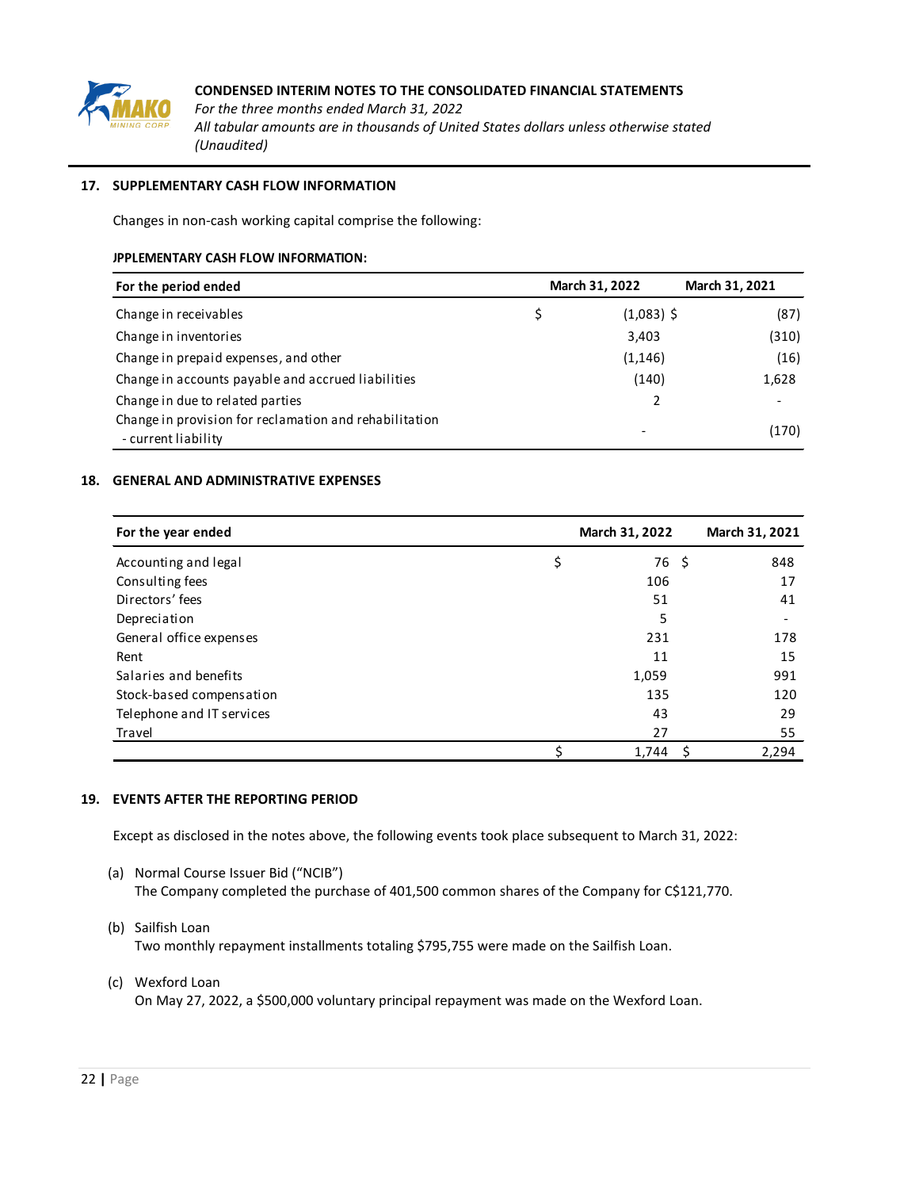## 17. SUPPLEMENTARY CASH FLOW INFORMATION

Changes in non-cash working capital comprise the following:

**JPPLEMENTARY CASH FLOW INFORMATION:**

| For the period ended | March 31, 2022 | March 31, 2021 |
|---|---|---|
| Change in receivables | $ (1,083) | $ (87) |
| Change in inventories | 3,403 | (310) |
| Change in prepaid expenses, and other | (1,146) | (16) |
| Change in accounts payable and accrued liabilities | (140) | 1,628 |
| Change in due to related parties | 2 | - |
| Change in provision for reclamation and rehabilitation - current liability | - | (170) |

## 18. GENERAL AND ADMINISTRATIVE EXPENSES

| For the year ended | March 31, 2022 | March 31, 2021 |
|---|---|---|
| Accounting and legal | $ 76 | $ 848 |
| Consulting fees | 106 | 17 |
| Directors' fees | 51 | 41 |
| Depreciation | 5 | - |
| General office expenses | 231 | 178 |
| Rent | 11 | 15 |
| Salaries and benefits | 1,059 | 991 |
| Stock-based compensation | 135 | 120 |
| Telephone and IT services | 43 | 29 |
| Travel | 27 | 55 |
| | $ 1,744 | $ 2,294 |

## 19. EVENTS AFTER THE REPORTING PERIOD

Except as disclosed in the notes above, the following events took place subsequent to March 31, 2022:

(a) Normal Course Issuer Bid ("NCIB")
The Company completed the purchase of 401,500 common shares of the Company for C$121,770.

(b) Sailfish Loan
Two monthly repayment installments totaling $795,755 were made on the Sailfish Loan.

(c) Wexford Loan
On May 27, 2022, a $500,000 voluntary principal repayment was made on the Wexford Loan.